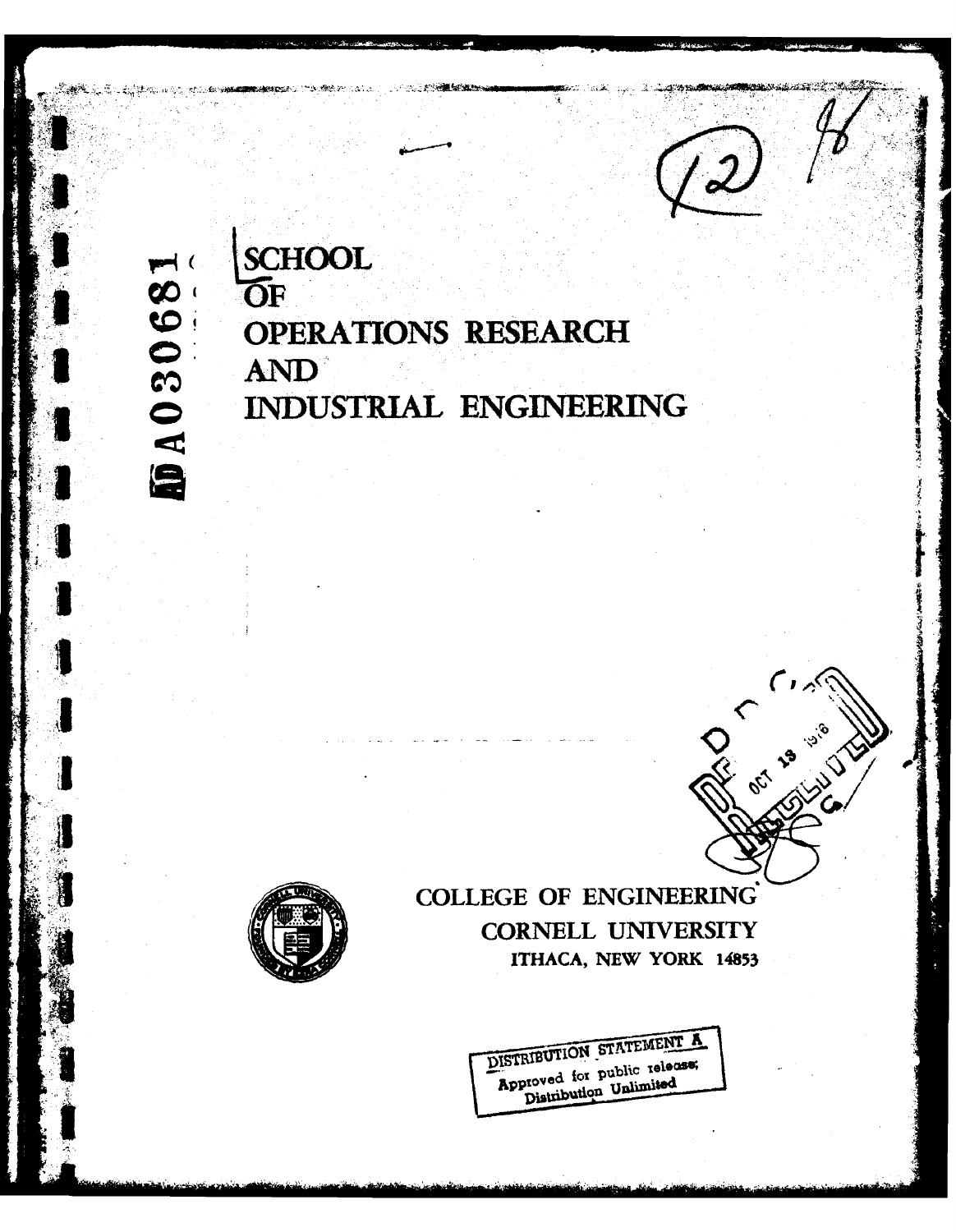AD A030681

# SCHOOL OF OPERATIONS RESEARCH AND INDUSTRIAL ENGINEERING

COLLEGE OF ENGINEERING
CORNELL UNIVERSITY
ITHACA, NEW YORK 14853

DISTRIBUTION STATEMENT A
Approved for public release;
Distribution Unlimited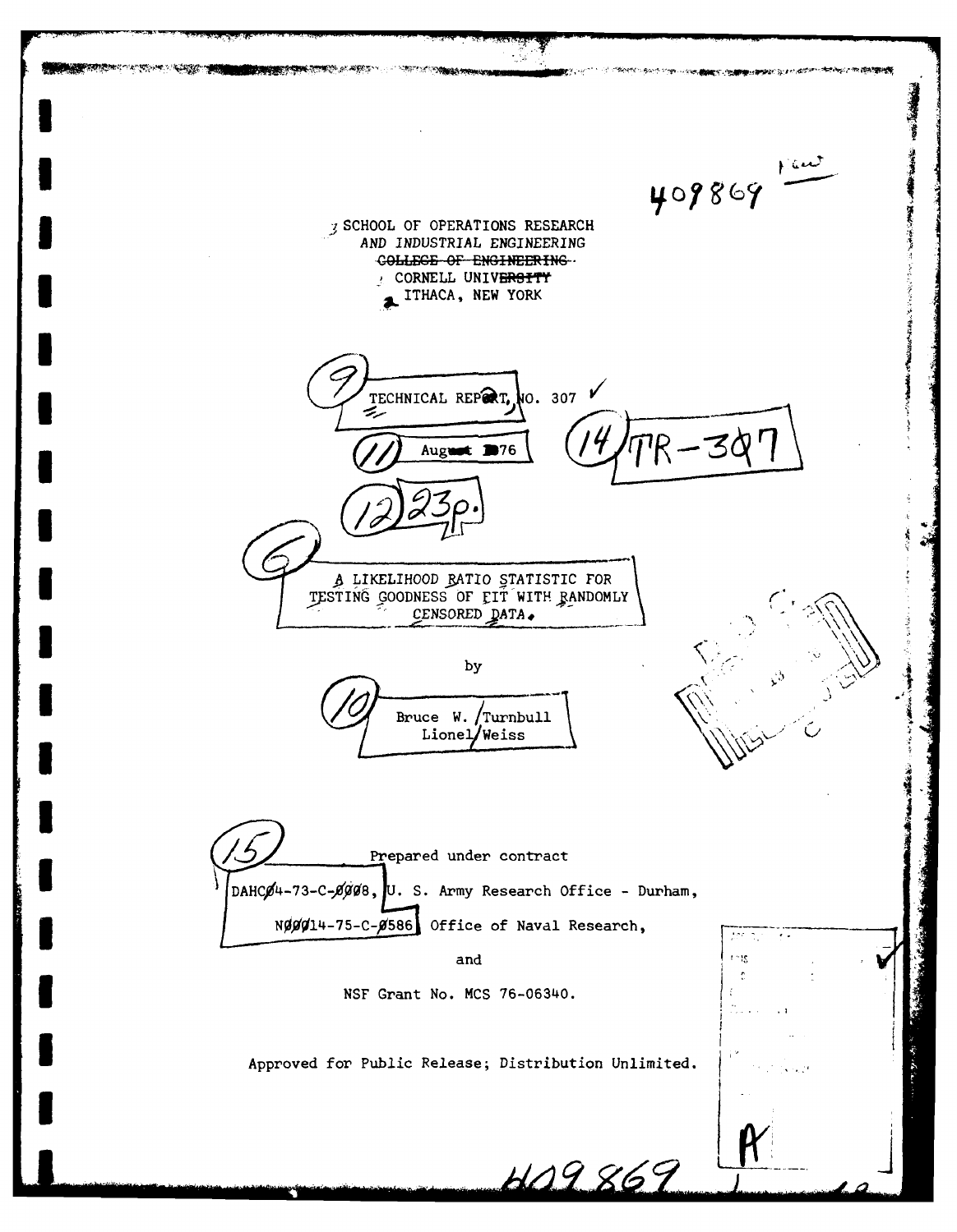409869

SCHOOL OF OPERATIONS RESEARCH
AND INDUSTRIAL ENGINEERING
~~COLLEGE OF ENGINEERING~~
CORNELL UNIVERSITY
ITHACA, NEW YORK

TECHNICAL REPORT NO. 307

August 1976

TR-307

23p.

A LIKELIHOOD RATIO STATISTIC FOR
TESTING GOODNESS OF FIT WITH RANDOMLY
CENSORED DATA.

by

Bruce W. Turnbull
Lionel Weiss

Prepared under contract

DAHC04-73-C-0008, U. S. Army Research Office - Durham,

N00014-75-C-0586, Office of Naval Research,

and

NSF Grant No. MCS 76-06340.

Approved for Public Release; Distribution Unlimited.

409869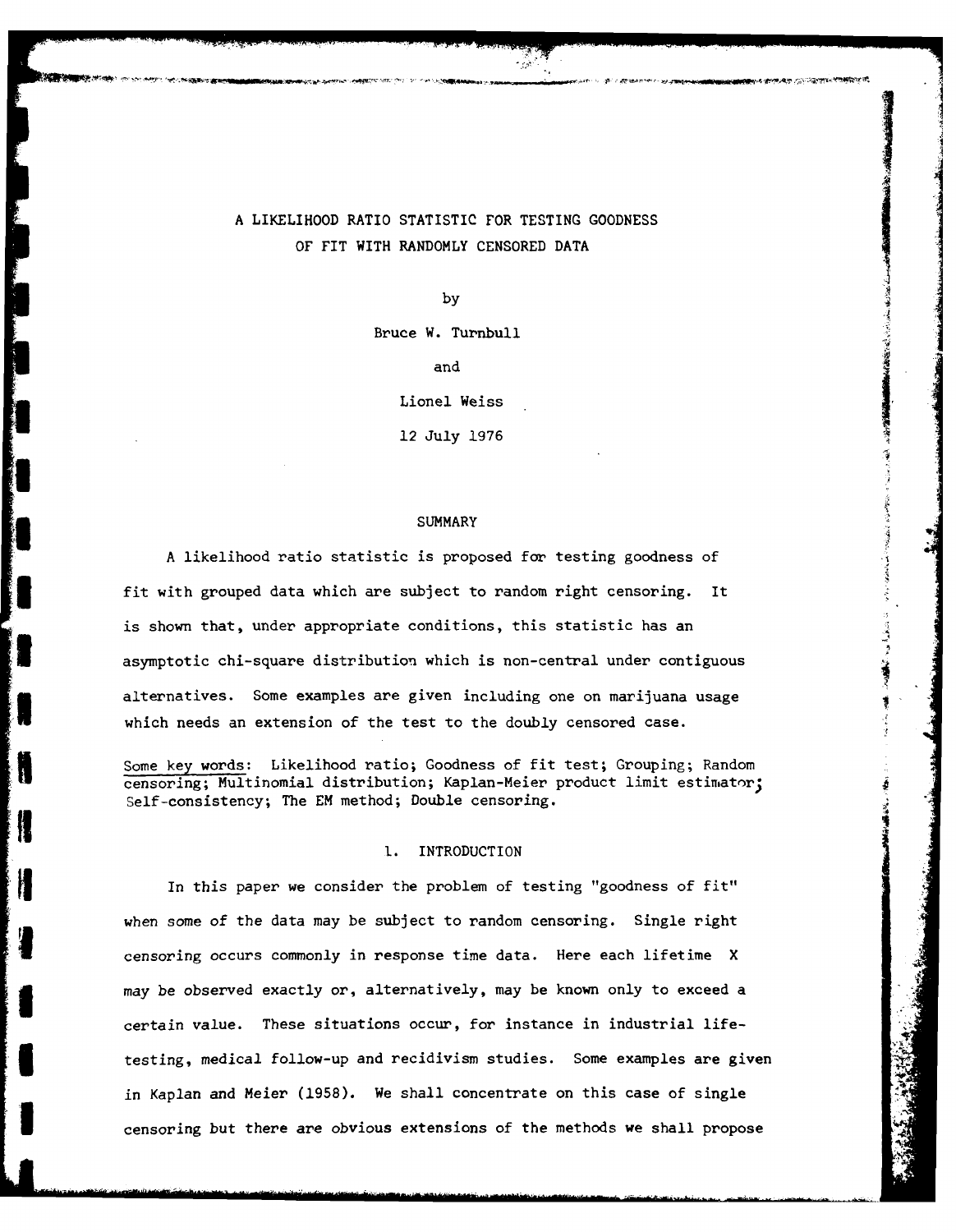# A LIKELIHOOD RATIO STATISTIC FOR TESTING GOODNESS OF FIT WITH RANDOMLY CENSORED DATA

by

Bruce W. Turnbull

and

Lionel Weiss

12 July 1976

## SUMMARY

A likelihood ratio statistic is proposed for testing goodness of fit with grouped data which are subject to random right censoring. It is shown that, under appropriate conditions, this statistic has an asymptotic chi-square distribution which is non-central under contiguous alternatives. Some examples are given including one on marijuana usage which needs an extension of the test to the doubly censored case.

Some key words: Likelihood ratio; Goodness of fit test; Grouping; Random censoring; Multinomial distribution; Kaplan-Meier product limit estimator; Self-consistency; The EM method; Double censoring.

## 1. INTRODUCTION

In this paper we consider the problem of testing "goodness of fit" when some of the data may be subject to random censoring. Single right censoring occurs commonly in response time data. Here each lifetime X may be observed exactly or, alternatively, may be known only to exceed a certain value. These situations occur, for instance in industrial life-testing, medical follow-up and recidivism studies. Some examples are given in Kaplan and Meier (1958). We shall concentrate on this case of single censoring but there are obvious extensions of the methods we shall propose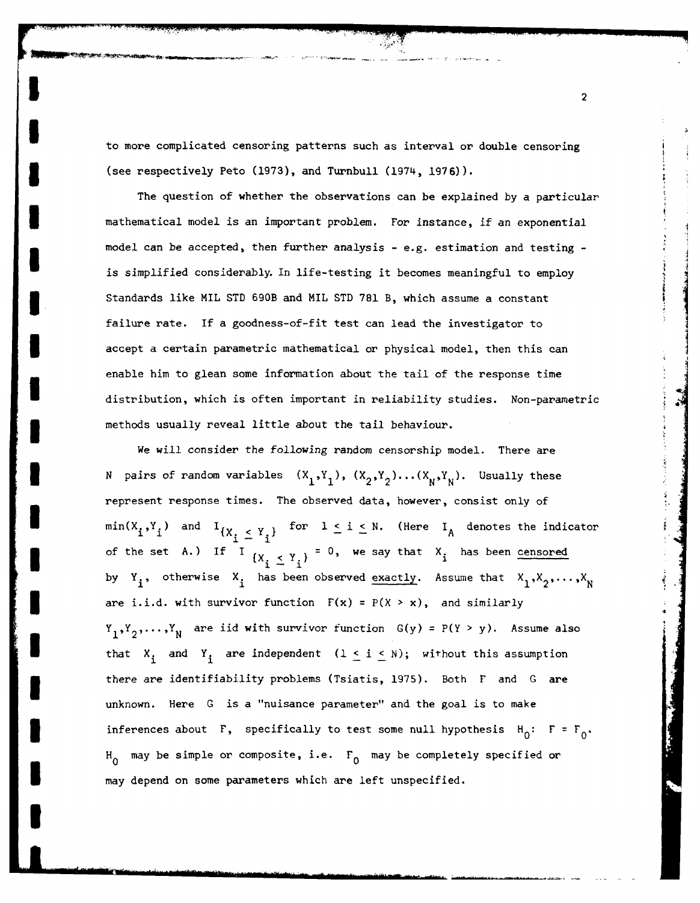to more complicated censoring patterns such as interval or double censoring (see respectively Peto (1973), and Turnbull (1974, 1976)).

The question of whether the observations can be explained by a particular mathematical model is an important problem. For instance, if an exponential model can be accepted, then further analysis - e.g. estimation and testing - is simplified considerably. In life-testing it becomes meaningful to employ Standards like MIL STD 690B and MIL STD 781 B, which assume a constant failure rate. If a goodness-of-fit test can lead the investigator to accept a certain parametric mathematical or physical model, then this can enable him to glean some information about the tail of the response time distribution, which is often important in reliability studies. Non-parametric methods usually reveal little about the tail behaviour.

We will consider the following random censorship model. There are $N$ pairs of random variables $(X_1,Y_1)$, $(X_2,Y_2)\ldots(X_N,Y_N)$. Usually these represent response times. The observed data, however, consist only of $\min(X_i,Y_i)$ and $I_{\{X_i \leq Y_i\}}$ for $1 \leq i \leq N$. (Here $I_A$ denotes the indicator of the set $A$.) If $I_{\{X_i \leq Y_i\}} = 0$, we say that $X_i$ has been censored by $Y_i$, otherwise $X_i$ has been observed exactly. Assume that $X_1,X_2,\ldots,X_N$ are i.i.d. with survivor function $F(x) = P(X > x)$, and similarly $Y_1,Y_2,\ldots,Y_N$ are iid with survivor function $G(y) = P(Y > y)$. Assume also that $X_i$ and $Y_i$ are independent $(1 \leq i \leq N)$; without this assumption there are identifiability problems (Tsiatis, 1975). Both $F$ and $G$ are unknown. Here $G$ is a "nuisance parameter" and the goal is to make inferences about $F$, specifically to test some null hypothesis $H_0$: $F = F_0$. $H_0$ may be simple or composite, i.e. $F_0$ may be completely specified or may depend on some parameters which are left unspecified.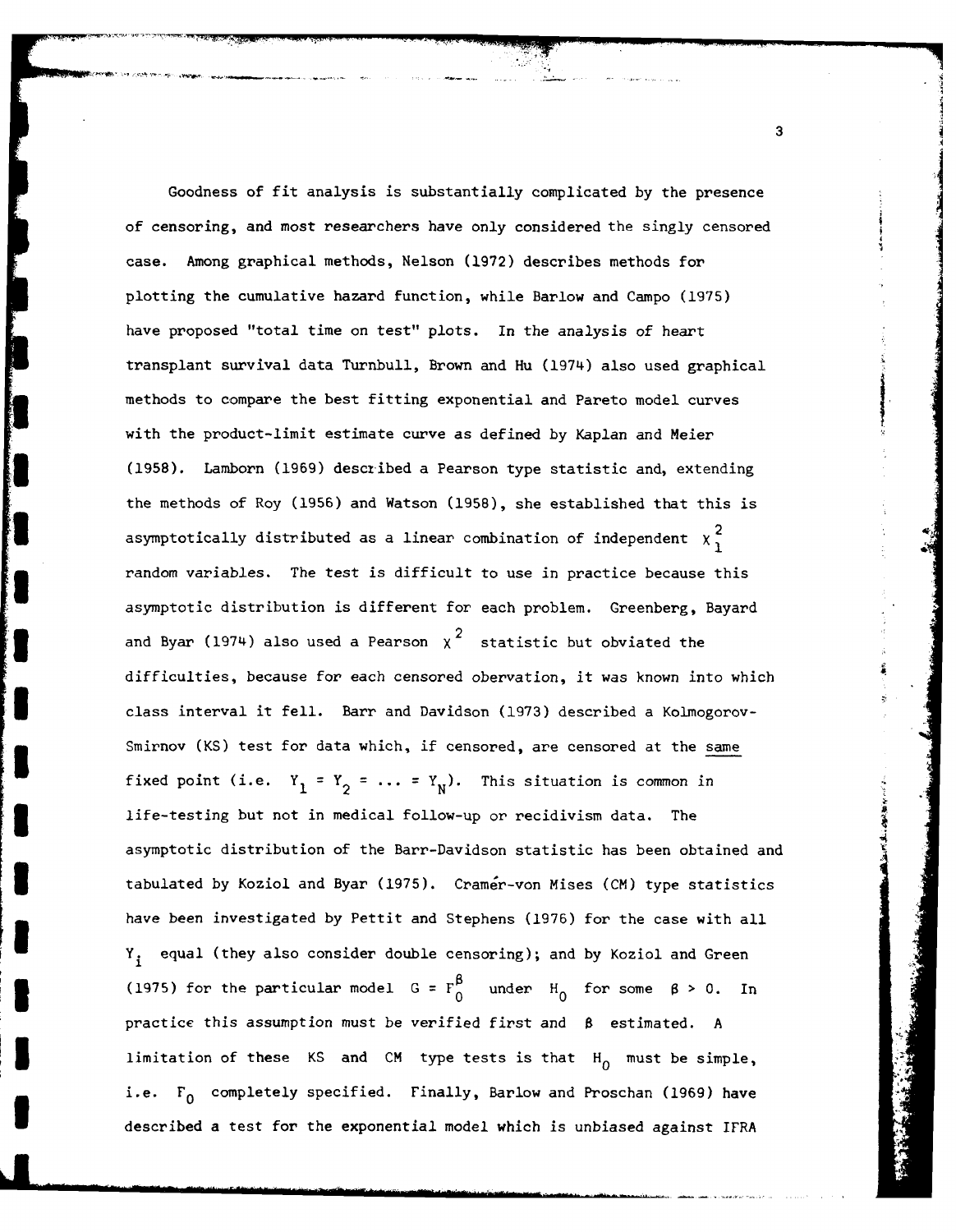Goodness of fit analysis is substantially complicated by the presence of censoring, and most researchers have only considered the singly censored case. Among graphical methods, Nelson (1972) describes methods for plotting the cumulative hazard function, while Barlow and Campo (1975) have proposed "total time on test" plots. In the analysis of heart transplant survival data Turnbull, Brown and Hu (1974) also used graphical methods to compare the best fitting exponential and Pareto model curves with the product-limit estimate curve as defined by Kaplan and Meier (1958). Lamborn (1969) described a Pearson type statistic and, extending the methods of Roy (1956) and Watson (1958), she established that this is asymptotically distributed as a linear combination of independent $\chi^2_1$ random variables. The test is difficult to use in practice because this asymptotic distribution is different for each problem. Greenberg, Bayard and Byar (1974) also used a Pearson $\chi^2$ statistic but obviated the difficulties, because for each censored obervation, it was known into which class interval it fell. Barr and Davidson (1973) described a Kolmogorov-Smirnov (KS) test for data which, if censored, are censored at the <u>same</u> fixed point (i.e. $Y_1 = Y_2 = \ldots = Y_N$). This situation is common in life-testing but not in medical follow-up or recidivism data. The asymptotic distribution of the Barr-Davidson statistic has been obtained and tabulated by Koziol and Byar (1975). Cramér-von Mises (CM) type statistics have been investigated by Pettit and Stephens (1976) for the case with all $Y_i$ equal (they also consider double censoring); and by Koziol and Green (1975) for the particular model $G = F_0^{\beta}$ under $H_0$ for some $\beta > 0$. In practice this assumption must be verified first and $\beta$ estimated. A limitation of these KS and CM type tests is that $H_0$ must be simple, i.e. $F_0$ completely specified. Finally, Barlow and Proschan (1969) have described a test for the exponential model which is unbiased against IFRA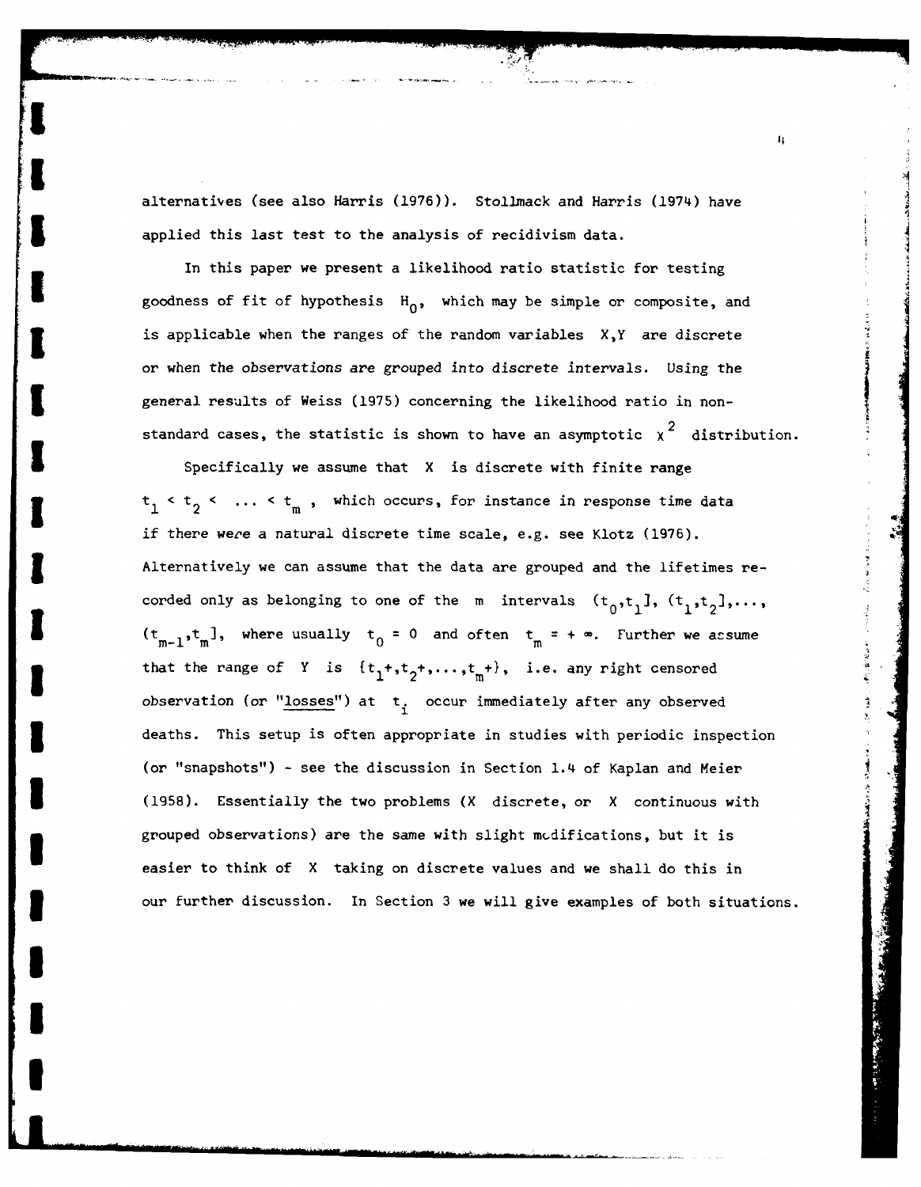alternatives (see also Harris (1976)). Stollmack and Harris (1974) have applied this last test to the analysis of recidivism data.

In this paper we present a likelihood ratio statistic for testing goodness of fit of hypothesis $H_0$, which may be simple or composite, and is applicable when the ranges of the random variables $X,Y$ are discrete or when the observations are grouped into discrete intervals. Using the general results of Weiss (1975) concerning the likelihood ratio in non-standard cases, the statistic is shown to have an asymptotic $\chi^2$ distribution.

Specifically we assume that $X$ is discrete with finite range $t_1 < t_2 < \ldots < t_m$, which occurs, for instance in response time data if there were a natural discrete time scale, e.g. see Klotz (1976). Alternatively we can assume that the data are grouped and the lifetimes recorded only as belonging to one of the $m$ intervals $(t_0,t_1], (t_1,t_2],\ldots, (t_{m-1},t_m]$, where usually $t_0 = 0$ and often $t_m = +\infty$. Further we assume that the range of $Y$ is $\{t_1+, t_2+, \ldots, t_m+\}$, i.e. any right censored observation (or "<u>losses</u>") at $t_i$ occur immediately after any observed deaths. This setup is often appropriate in studies with periodic inspection (or "snapshots") - see the discussion in Section 1.4 of Kaplan and Meier (1958). Essentially the two problems ($X$ discrete, or $X$ continuous with grouped observations) are the same with slight modifications, but it is easier to think of $X$ taking on discrete values and we shall do this in our further discussion. In Section 3 we will give examples of both situations.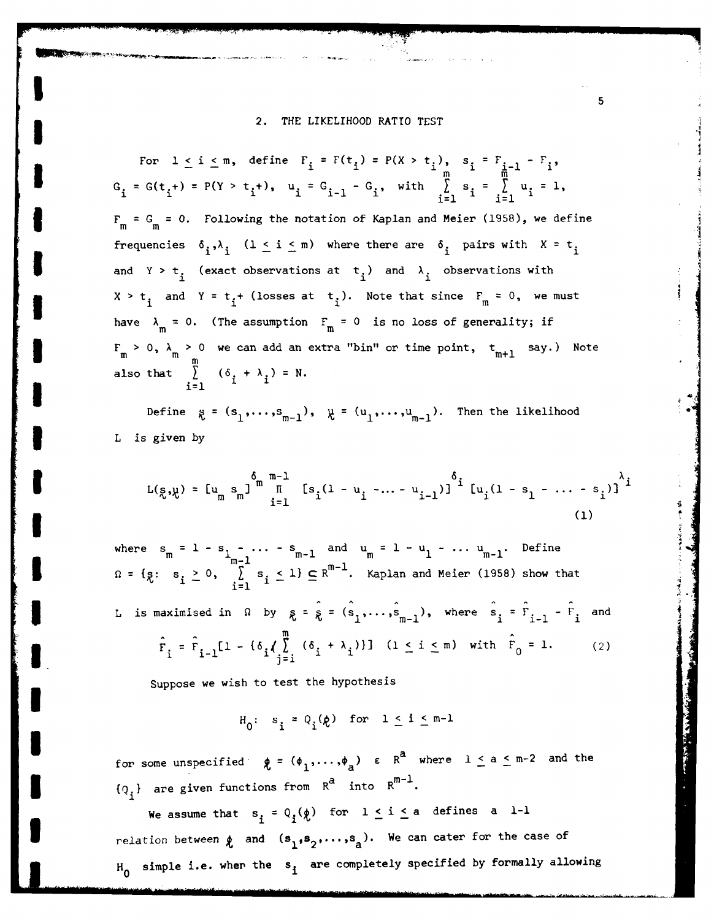## 2. THE LIKELIHOOD RATIO TEST

For $1 \le i \le m$, define $F_i = F(t_i) = P(X > t_i)$, $s_i = F_{i-1} - F_i$, $G_i = G(t_i+) = P(Y > t_i+)$, $u_i = G_{i-1} - G_i$, with $\sum_{i=1}^{m} s_i = \sum_{i=1}^{m} u_i = 1$, $F_m = G_m = 0$. Following the notation of Kaplan and Meier (1958), we define frequencies $\delta_i, \lambda_i$ $(1 \le i \le m)$ where there are $\delta_i$ pairs with $X = t_i$ and $Y > t_i$ (exact observations at $t_i$) and $\lambda_i$ observations with $X > t_i$ and $Y = t_i+$ (losses at $t_i$). Note that since $F_m = 0$, we must have $\lambda_m = 0$. (The assumption $F_m = 0$ is no loss of generality; if $F_m > 0$, $\lambda_m > 0$ we can add an extra "bin" or time point, $t_{m+1}$ say.) Note also that $\sum_{i=1}^{m} (\delta_i + \lambda_i) = N$.

Define $\underset{\sim}{s} = (s_1, \ldots, s_{m-1})$, $\underset{\sim}{u} = (u_1, \ldots, u_{m-1})$. Then the likelihood $L$ is given by

$$L(\underset{\sim}{s}, \underset{\sim}{u}) = [u_m s_m]^{\delta_m} \prod_{i=1}^{m-1} [s_i(1 - u_1 - \ldots - u_{i-1})]^{\delta_i} [u_i(1 - s_1 - \ldots - s_i)]^{\lambda_i} \tag{1}$$

where $s_m = 1 - s_1 - \ldots - s_{m-1}$ and $u_m = 1 - u_1 - \ldots u_{m-1}$. Define $\Omega = \{\underset{\sim}{s}: \; s_i \ge 0, \; \sum_{i=1}^{m-1} s_i \le 1\} \subseteq R^{m-1}$. Kaplan and Meier (1958) show that $L$ is maximised in $\Omega$ by $\underset{\sim}{s} = \hat{\underset{\sim}{s}} = (\hat{s}_1, \ldots, \hat{s}_{m-1})$, where $\hat{s}_i = \hat{F}_{i-1} - \hat{F}_i$ and

$$\hat{F}_i = \hat{F}_{i-1}[1 - \{\delta_i / \sum_{j=i}^{m} (\delta_i + \lambda_i)\}] \quad (1 \le i \le m) \text{ with } \hat{F}_0 = 1. \tag{2}$$

Suppose we wish to test the hypothesis

$$H_0: \; s_i = Q_i(\underset{\sim}{\phi}) \text{ for } 1 \le i \le m-1$$

for some unspecified $\underset{\sim}{\phi} = (\phi_1, \ldots, \phi_a) \in R^a$ where $1 \le a \le m-2$ and the $\{Q_i\}$ are given functions from $R^a$ into $R^{m-1}$.

We assume that $s_i = Q_i(\underset{\sim}{\phi})$ for $1 \le i \le a$ defines a 1-1 relation between $\underset{\sim}{\phi}$ and $(s_1, s_2, \ldots, s_a)$. We can cater for the case of $H_0$ simple i.e. when the $s_i$ are completely specified by formally allowing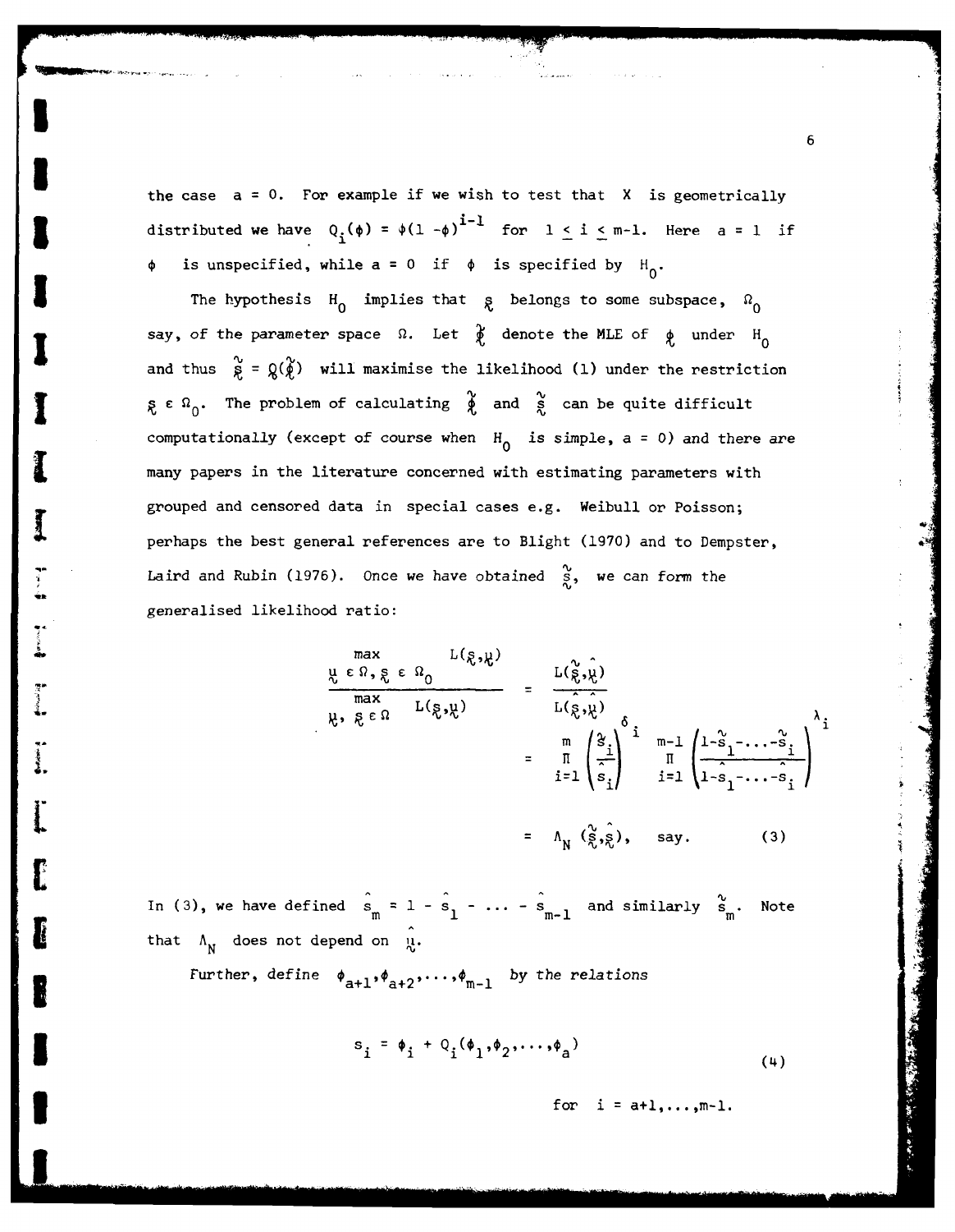the case $a = 0$. For example if we wish to test that $X$ is geometrically distributed we have $Q_i(\phi) = \phi(1-\phi)^{i-1}$ for $1 \leq i \leq m-1$. Here $a = 1$ if $\phi$ is unspecified, while $a = 0$ if $\phi$ is specified by $H_0$.

The hypothesis $H_0$ implies that $\underset{\sim}{s}$ belongs to some subspace, $\Omega_0$ say, of the parameter space $\Omega$. Let $\tilde{\underset{\sim}{\phi}}$ denote the MLE of $\underset{\sim}{\phi}$ under $H_0$ and thus $\tilde{\underset{\sim}{s}} = \underset{\sim}{Q}(\tilde{\underset{\sim}{\phi}})$ will maximise the likelihood (1) under the restriction $\underset{\sim}{s} \in \Omega_0$. The problem of calculating $\tilde{\underset{\sim}{\phi}}$ and $\tilde{\underset{\sim}{s}}$ can be quite difficult computationally (except of course when $H_0$ is simple, $a = 0$) and there are many papers in the literature concerned with estimating parameters with grouped and censored data in special cases e.g. Weibull or Poisson; perhaps the best general references are to Blight (1970) and to Dempster, Laird and Rubin (1976). Once we have obtained $\tilde{\underset{\sim}{s}}$, we can form the generalised likelihood ratio:

$$\frac{\max\limits_{\underset{\sim}{u} \in \Omega,\, \underset{\sim}{s} \in \Omega_0} L(\underset{\sim}{s},\underset{\sim}{u})}{\max\limits_{\underset{\sim}{u},\, \underset{\sim}{s} \in \Omega} L(\underset{\sim}{s},\underset{\sim}{u})} = \frac{L(\tilde{\underset{\sim}{s}},\hat{\underset{\sim}{u}})}{L(\hat{\underset{\sim}{s}},\hat{\underset{\sim}{u}})}$$

$$= \prod_{i=1}^{m} \left(\frac{\tilde{s}_i}{\hat{s}_i}\right)^{\delta_i} \prod_{i=1}^{m-1} \left(\frac{1-\tilde{s}_1-\ldots-\tilde{s}_i}{1-\hat{s}_1-\ldots-\hat{s}_i}\right)^{\lambda_i}$$

$$= \Lambda_N(\tilde{\underset{\sim}{s}},\hat{\underset{\sim}{s}}), \quad \text{say.} \tag{3}$$

In (3), we have defined $\hat{s}_m = 1 - \hat{s}_1 - \ldots - \hat{s}_{m-1}$ and similarly $\tilde{s}_m$. Note that $\Lambda_N$ does not depend on $\hat{\underset{\sim}{u}}$.

Further, define $\phi_{a+1}, \phi_{a+2}, \ldots, \phi_{m-1}$ *by the relations*

$$s_i = \phi_i + Q_i(\phi_1, \phi_2, \ldots, \phi_a) \tag{4}$$

for $i = a+1, \ldots, m-1$.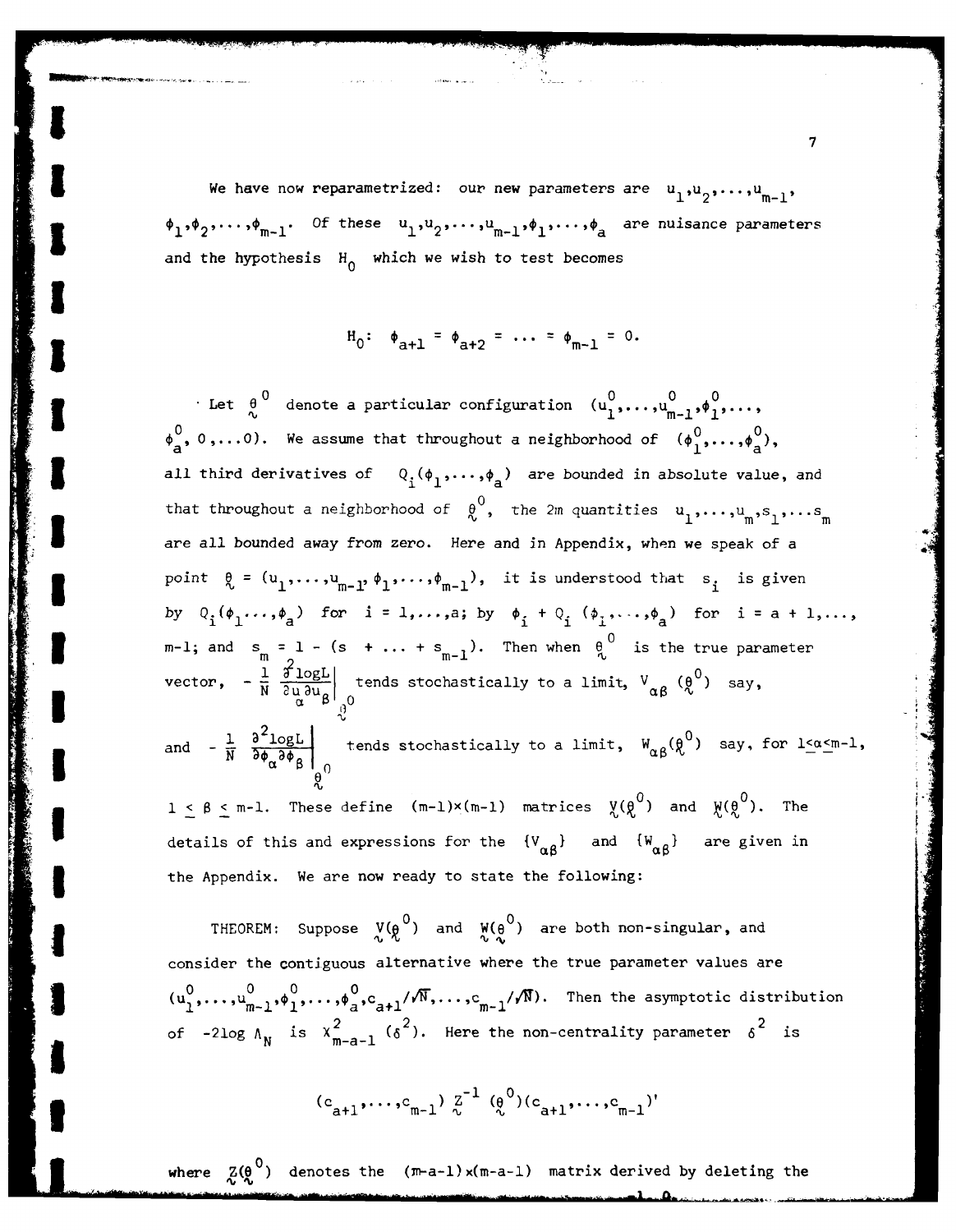We have now reparametrized: our new parameters are $u_1, u_2, \ldots, u_{m-1}$, $\phi_1, \phi_2, \ldots, \phi_{m-1}$. Of these $u_1, u_2, \ldots, u_{m-1}, \phi_1, \ldots, \phi_a$ are nuisance parameters and the hypothesis $H_0$ which we wish to test becomes

$$H_0: \ \phi_{a+1} = \phi_{a+2} = \cdots = \phi_{m-1} = 0.$$

Let $\underset{\sim}{\theta}^0$ denote a particular configuration $(u_1^0, \ldots, u_{m-1}^0, \phi_1^0, \ldots, \phi_a^0, 0, \ldots 0)$. We assume that throughout a neighborhood of $(\phi_1^0, \ldots, \phi_a^0)$, all third derivatives of $Q_i(\phi_1, \ldots, \phi_a)$ are bounded in absolute value, and that throughout a neighborhood of $\underset{\sim}{\theta}^0$, the 2m quantities $u_1, \ldots, u_m, s_1, \ldots s_m$ are all bounded away from zero. Here and in Appendix, when we speak of a point $\underset{\sim}{\theta} = (u_1, \ldots, u_{m-1}, \phi_1, \ldots, \phi_{m-1})$, it is understood that $s_i$ is given by $Q_i(\phi_1 \ldots, \phi_a)$ for $i = 1, \ldots, a$; by $\phi_i + Q_i(\phi_1, \ldots, \phi_a)$ for $i = a+1, \ldots, m-1$; and $s_m = 1 - (s_1 + \cdots + s_{m-1})$. Then when $\underset{\sim}{\theta}^0$ is the true parameter vector, $-\frac{1}{N} \left.\frac{\partial^2 \log L}{\partial u_\alpha \partial u_\beta}\right|_{\underset{\sim}{\theta}^0}$ tends stochastically to a limit, $V_{\alpha\beta}(\underset{\sim}{\theta}^0)$ say, and $-\frac{1}{N} \left.\frac{\partial^2 \log L}{\partial \phi_\alpha \partial \phi_\beta}\right|_{\underset{\sim}{\theta}^0}$ tends stochastically to a limit, $W_{\alpha\beta}(\underset{\sim}{\theta}^0)$ say, for $1 \le \alpha \le m-1$, $1 \le \beta \le m-1$. These define $(m-1)\times(m-1)$ matrices $\underset{\sim}{V}(\underset{\sim}{\theta}^0)$ and $\underset{\sim}{W}(\underset{\sim}{\theta}^0)$. The details of this and expressions for the $\{V_{\alpha\beta}\}$ and $\{W_{\alpha\beta}\}$ are given in the Appendix. We are now ready to state the following:

THEOREM: Suppose $\underset{\sim}{V}(\underset{\sim}{\theta}^0)$ and $\underset{\sim}{W}(\underset{\sim}{\theta}^0)$ are both non-singular, and consider the contiguous alternative where the true parameter values are $(u_1^0, \ldots, u_{m-1}^0, \phi_1^0, \ldots, \phi_a^0, c_{a+1}/\sqrt{N}, \ldots, c_{m-1}/\sqrt{N})$. Then the asymptotic distribution of $-2\log \Lambda_N$ is $\chi^2_{m-a-1}(\delta^2)$. Here the non-centrality parameter $\delta^2$ is

$$(c_{a+1}, \ldots, c_{m-1}) \ \underset{\sim}{Z}^{-1}(\underset{\sim}{\theta}^0)(c_{a+1}, \ldots, c_{m-1})'$$

where $\underset{\sim}{Z}(\underset{\sim}{\theta}^0)$ denotes the $(m-a-1)\times(m-a-1)$ matrix derived by deleting the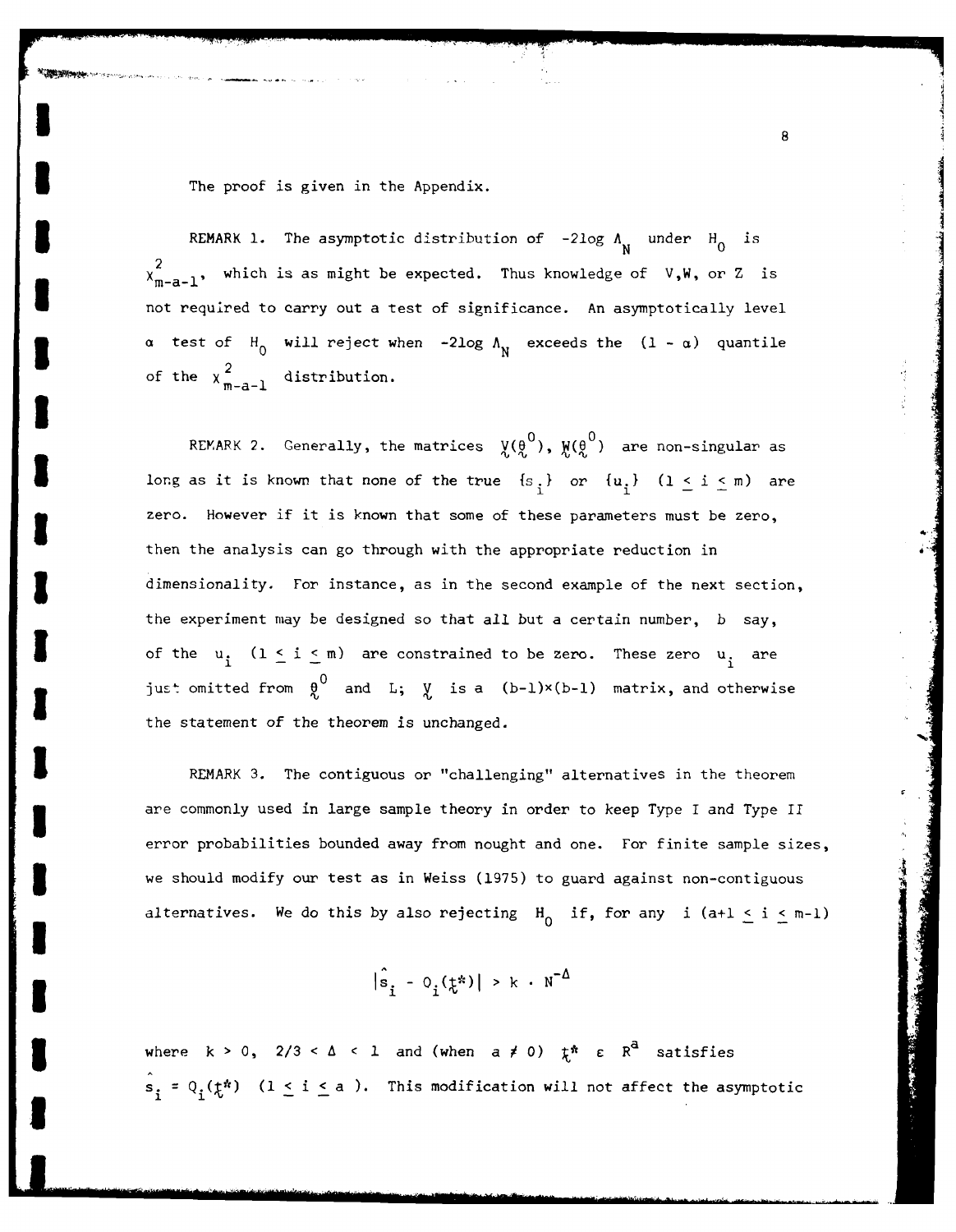The proof is given in the Appendix.

REMARK 1. The asymptotic distribution of $-2\log \Lambda_N$ under $H_0$ is $\chi^2_{m-a-1}$, which is as might be expected. Thus knowledge of $V, W$, or $Z$ is not required to carry out a test of significance. An asymptotically level $\alpha$ test of $H_0$ will reject when $-2\log \Lambda_N$ exceeds the $(1-\alpha)$ quantile of the $\chi^2_{m-a-1}$ distribution.

REMARK 2. Generally, the matrices $\underset{\sim}{V}(\underset{\sim}{\theta}^0)$, $\underset{\sim}{W}(\underset{\sim}{\theta}^0)$ are non-singular as long as it is known that none of the true $\{s_i\}$ or $\{u_i\}$ $(1 \le i \le m)$ are zero. However if it is known that some of these parameters must be zero, then the analysis can go through with the appropriate reduction in dimensionality. For instance, as in the second example of the next section, the experiment may be designed so that all but a certain number, $b$ say, of the $u_i$ $(1 \le i \le m)$ are constrained to be zero. These zero $u_i$ are just omitted from $\underset{\sim}{\theta}^0$ and $L$; $\underset{\sim}{V}$ is a $(b-1)\times(b-1)$ matrix, and otherwise the statement of the theorem is unchanged.

REMARK 3. The contiguous or "challenging" alternatives in the theorem are commonly used in large sample theory in order to keep Type I and Type II error probabilities bounded away from nought and one. For finite sample sizes, we should modify our test as in Weiss (1975) to guard against non-contiguous alternatives. We do this by also rejecting $H_0$ if, for any $i$ $(a+1 \le i \le m-1)$

$$|\hat{s}_i - Q_i(\underset{\sim}{t}^*)| > k \cdot N^{-\Delta}$$

where $k > 0$, $2/3 < \Delta < 1$ and (when $a \neq 0$) $\underset{\sim}{t}^* \in R^a$ satisfies $\hat{s}_i = Q_i(\underset{\sim}{t}^*)$ $(1 \le i \le a)$. This modification will not affect the asymptotic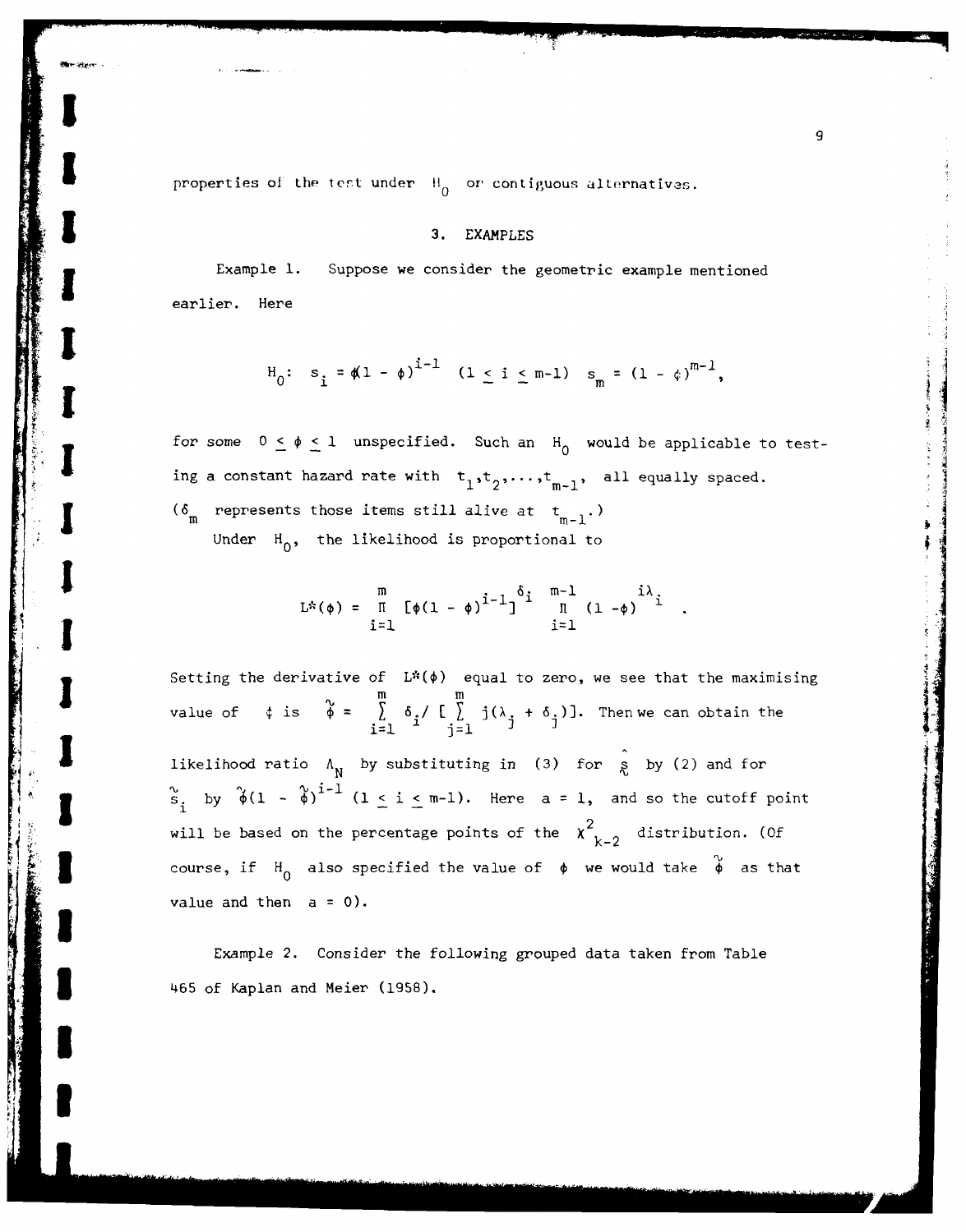properties of the test under $H_0$ or contiguous alternatives.

## 3. EXAMPLES

Example 1. Suppose we consider the geometric example mentioned earlier. Here

$$H_0: \; s_i = \phi(1 - \phi)^{i-1} \quad (1 \leq i \leq m-1) \quad s_m = (1 - \phi)^{m-1},$$

for some $0 \leq \phi \leq 1$ unspecified. Such an $H_0$ would be applicable to testing a constant hazard rate with $t_1, t_2, \ldots, t_{m-1}$, all equally spaced. ($\delta_m$ represents those items still alive at $t_{m-1}$.)

Under $H_0$, the likelihood is proportional to

$$L^*(\phi) = \prod_{i=1}^{m} [\phi(1 - \phi)^{i-1}]^{\delta_i} \prod_{i=1}^{m-1} (1 - \phi)^{i\lambda_i} .$$

Setting the derivative of $L^*(\phi)$ equal to zero, we see that the maximising value of $\phi$ is $\tilde{\phi} = \sum_{i=1}^{m} \delta_i / [\sum_{j=1}^{m} j(\lambda_j + \delta_j)]$. Then we can obtain the likelihood ratio $\Lambda_N$ by substituting in (3) for $\hat{\underset{\sim}{s}}$ by (2) and for $\tilde{s}_i$ by $\tilde{\phi}(1 - \tilde{\phi})^{i-1}$ $(1 \leq i \leq m-1)$. Here $a = 1$, and so the cutoff point will be based on the percentage points of the $\chi^2_{k-2}$ distribution. (Of course, if $H_0$ also specified the value of $\phi$ we would take $\tilde{\phi}$ as that value and then $a = 0$).

Example 2. Consider the following grouped data taken from Table 465 of Kaplan and Meier (1958).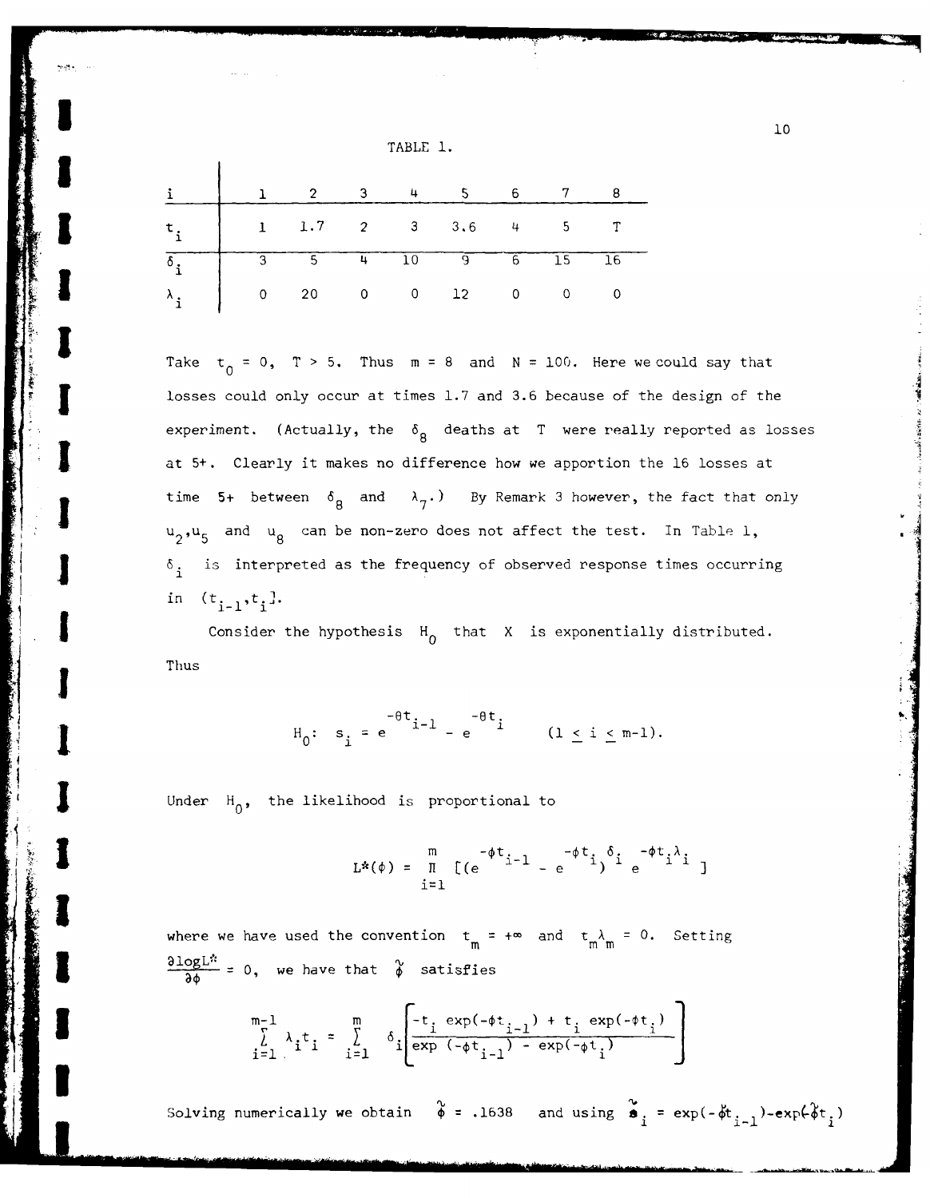TABLE 1.

| $i$ | 1 | 2 | 3 | 4 | 5 | 6 | 7 | 8 |
|---|---|---|---|---|---|---|---|---|
| $t_i$ | 1 | 1.7 | 2 | 3 | 3.6 | 4 | 5 | T |
| $\delta_i$ | 3 | 5 | 4 | 10 | 9 | 6 | 15 | 16 |
| $\lambda_i$ | 0 | 20 | 0 | 0 | 12 | 0 | 0 | 0 |

Take $t_0 = 0$, $T > 5$. Thus $m = 8$ and $N = 100$. Here we could say that losses could only occur at times 1.7 and 3.6 because of the design of the experiment. (Actually, the $\delta_8$ deaths at $T$ were really reported as losses at 5+. Clearly it makes no difference how we apportion the 16 losses at time 5+ between $\delta_8$ and $\lambda_7$.) By Remark 3 however, the fact that only $u_2, u_5$ and $u_8$ can be non-zero does not affect the test. In Table 1, $\delta_i$ is interpreted as the frequency of observed response times occurring in $(t_{i-1}, t_i]$.

Consider the hypothesis $H_0$ that $X$ is exponentially distributed. Thus

$$H_0: \; s_i = e^{-\theta t_{i-1}} - e^{-\theta t_i} \qquad (1 \leq i \leq m-1).$$

Under $H_0$, the likelihood is proportional to

$$L^*(\phi) = \prod_{i=1}^{m} [(e^{-\phi t_{i-1}} - e^{-\phi t_i})^{\delta_i} e^{-\phi t_i \lambda_i}]$$

where we have used the convention $t_m = +\infty$ and $t_m \lambda_m = 0$. Setting $\frac{\partial \log L^*}{\partial \phi} = 0$, we have that $\tilde{\phi}$ satisfies

$$\sum_{i=1}^{m-1} \lambda_i t_i = \sum_{i=1}^{m} \delta_i \left[\frac{-t_i \exp(-\phi t_{i-1}) + t_i \exp(-\phi t_i)}{\exp(-\phi t_{i-1}) - \exp(-\phi t_i)}\right]$$

Solving numerically we obtain $\tilde{\phi} = .1638$ and using $\tilde{s}_i = \exp(-\tilde{\phi} t_{i-1}) - \exp(-\tilde{\phi} t_i)$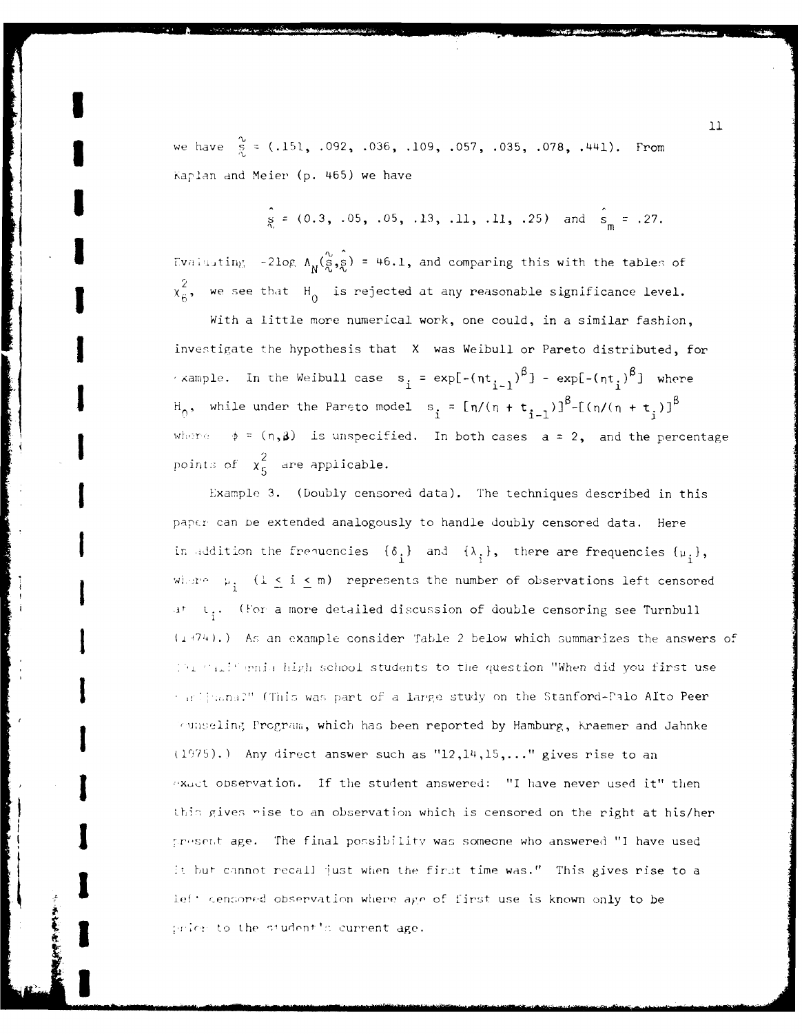we have $\tilde{s} = (.151, .092, .036, .109, .057, .035, .078, .441)$. From Kaplan and Meier (p. 465) we have

$$\hat{s} = (0.3, .05, .05, .13, .11, .11, .25) \text{ and } \hat{s}_m = .27.$$

Evaluating $-2\log \Lambda_N(\tilde{s}, \hat{s}) = 46.1$, and comparing this with the tables of $\chi^2_6$, we see that $H_0$ is rejected at any reasonable significance level.

With a little more numerical work, one could, in a similar fashion, investigate the hypothesis that $X$ was Weibull or Pareto distributed, for example. In the Weibull case $s_i = \exp[-(\eta t_{i-1})^\beta] - \exp[-(\eta t_i)^\beta]$ where $H_0$, while under the Pareto model $s_i = [\eta/(\eta + t_{i-1})]^\beta - [(\eta/(\eta + t_i)]^\beta$ where $\phi = (\eta, \beta)$ is unspecified. In both cases $a = 2$, and the percentage points of $\chi^2_5$ are applicable.

Example 3. (Doubly censored data). The techniques described in this paper can be extended analogously to handle doubly censored data. Here in addition the frequencies $\{\delta_i\}$ and $\{\lambda_i\}$, there are frequencies $\{\mu_i\}$, where $\mu_i$ $(1 \leq i \leq m)$ represents the number of observations left censored at $t_i$. (For a more detailed discussion of double censoring see Turnbull (1974).) As an example consider Table 2 below which summarizes the answers of 191 California high school students to the question "When did you first use marijuana?" (This was part of a large study on the Stanford-Palo Alto Peer Counseling Program, which has been reported by Hamburg, Kraemer and Jahnke (1975).) Any direct answer such as "12,14,15,..." gives rise to an exact observation. If the student answered: "I have never used it" then this gives rise to an observation which is censored on the right at his/her present age. The final possibility was someone who answered "I have used it but cannot recall just when the first time was." This gives rise to a left censored observation where age of first use is known only to be prior to the student's current age.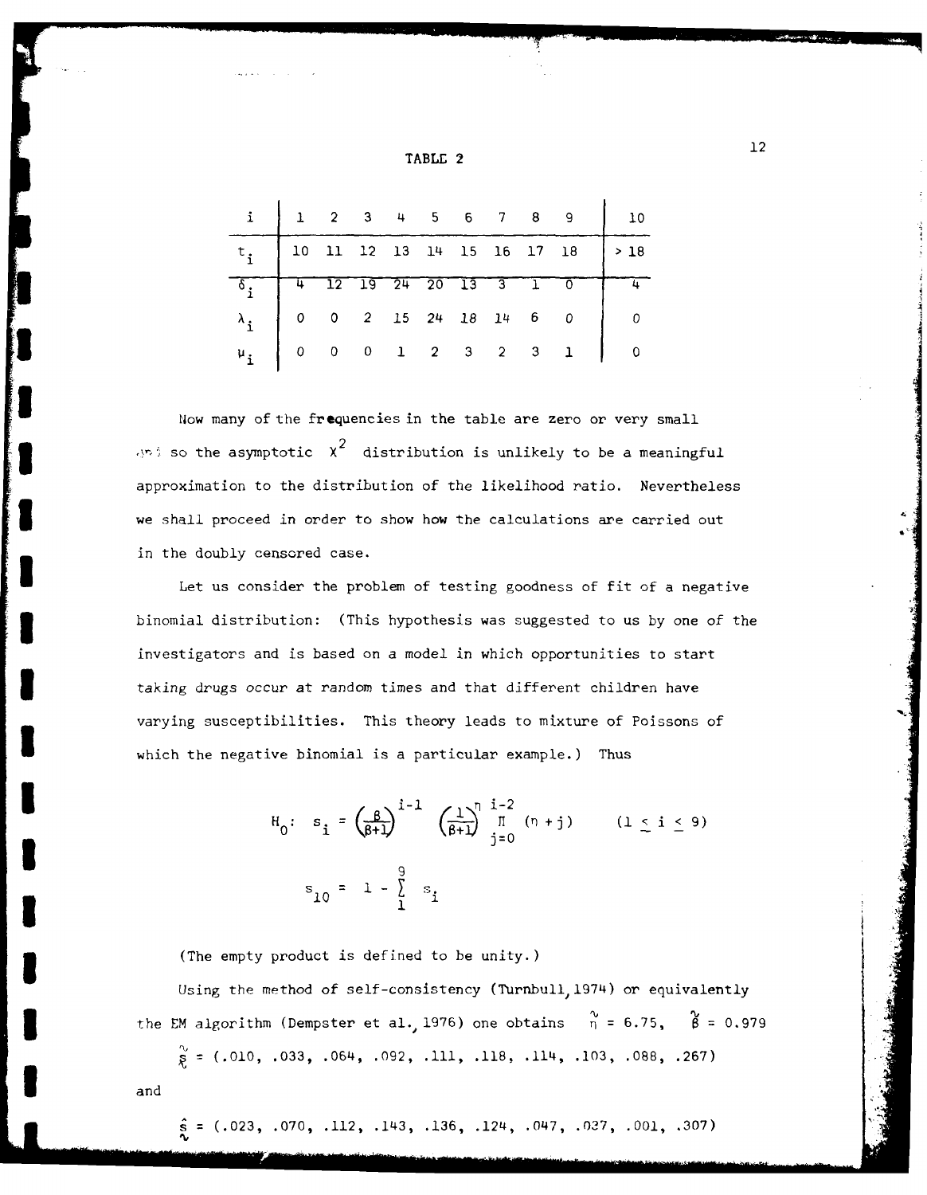TABLE 2

| $i$ | 1 | 2 | 3 | 4 | 5 | 6 | 7 | 8 | 9 | 10 |
|---|---|---|---|---|---|---|---|---|---|---|
| $t_i$ | 10 | 11 | 12 | 13 | 14 | 15 | 16 | 17 | 18 | > 18 |
| $\delta_i$ | 4 | 12 | 19 | 24 | 20 | 13 | 3 | 1 | 0 | 4 |
| $\lambda_i$ | 0 | 0 | 2 | 15 | 24 | 18 | 14 | 6 | 0 | 0 |
| $\mu_i$ | 0 | 0 | 0 | 1 | 2 | 3 | 2 | 3 | 1 | 0 |

Now many of the frequencies in the table are zero or very small and so the asymptotic $\chi^2$ distribution is unlikely to be a meaningful approximation to the distribution of the likelihood ratio. Nevertheless we shall proceed in order to show how the calculations are carried out in the doubly censored case.

Let us consider the problem of testing goodness of fit of a negative binomial distribution: (This hypothesis was suggested to us by one of the investigators and is based on a model in which opportunities to start taking drugs occur at random times and that different children have varying susceptibilities. This theory leads to mixture of Poissons of which the negative binomial is a particular example.) Thus

$$H_0: \quad s_i = \left(\frac{\beta}{\beta+1}\right)^{i-1} \left(\frac{1}{\beta+1}\right)^{\eta} \prod_{j=0}^{i-2} (\eta + j) \qquad (1 \leq i \leq 9)$$

$$s_{10} = 1 - \sum_{1}^{9} s_i$$

(The empty product is defined to be unity.)

Using the method of self-consistency (Turnbull, 1974) or equivalently the EM algorithm (Dempster et al., 1976) one obtains $\tilde{\eta} = 6.75$, $\tilde{\beta} = 0.979$

$$\tilde{\underset{\sim}{s}} = (.010, .033, .064, .092, .111, .118, .114, .103, .088, .267)$$

and

$$\hat{\underset{\sim}{s}} = (.023, .070, .112, .143, .136, .124, .047, .037, .001, .307)$$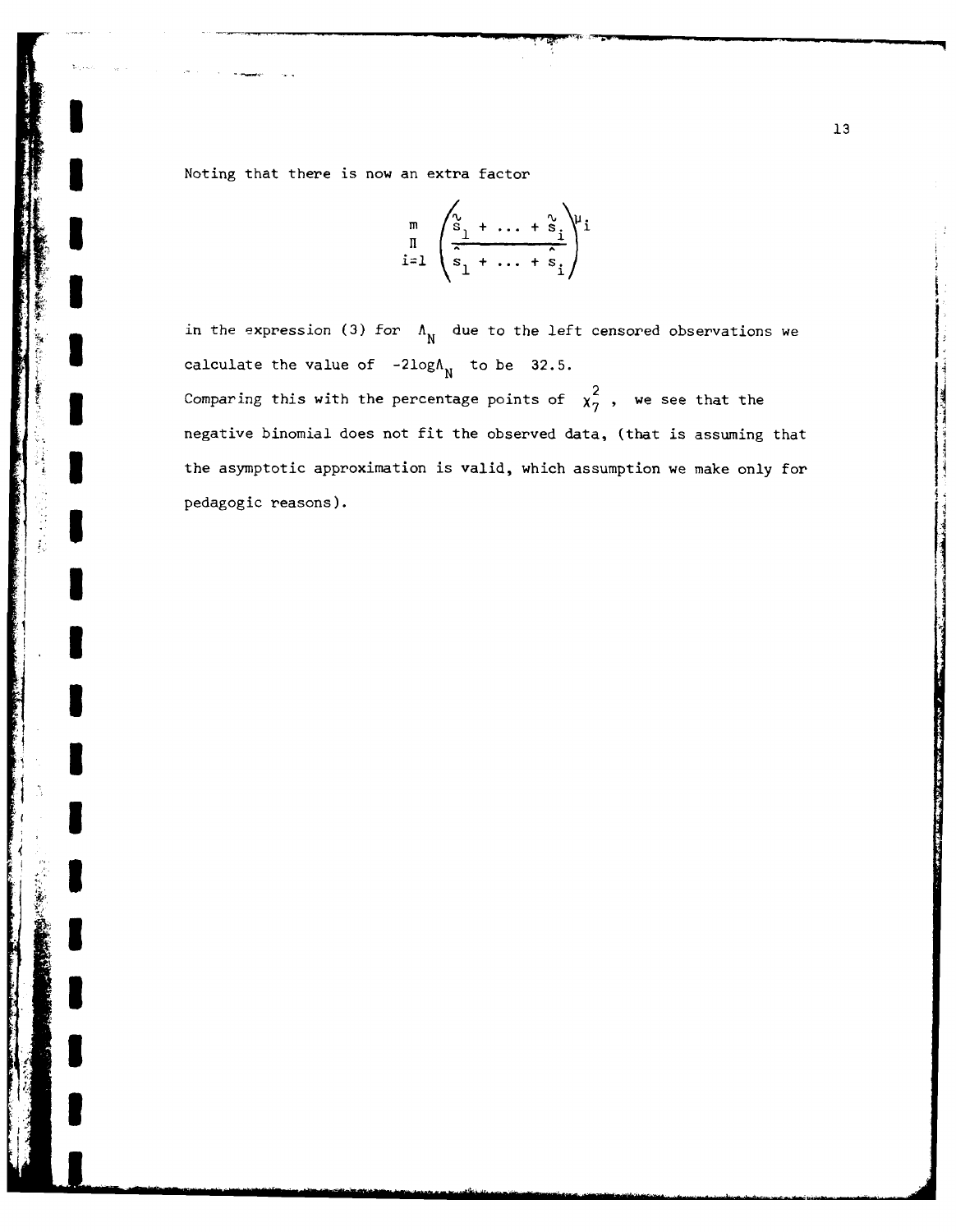Noting that there is now an extra factor

$$\prod_{i=1}^{m} \left( \frac{\tilde{s}_1 + \ldots + \tilde{s}_i}{\hat{s}_1 + \ldots + \hat{s}_i} \right)^{\mu_i}$$

in the expression (3) for $\Lambda_N$ due to the left censored observations we calculate the value of $-2\log\Lambda_N$ to be 32.5.
Comparing this with the percentage points of $\chi^2_7$, we see that the negative binomial does not fit the observed data, (that is assuming that the asymptotic approximation is valid, which assumption we make only for pedagogic reasons).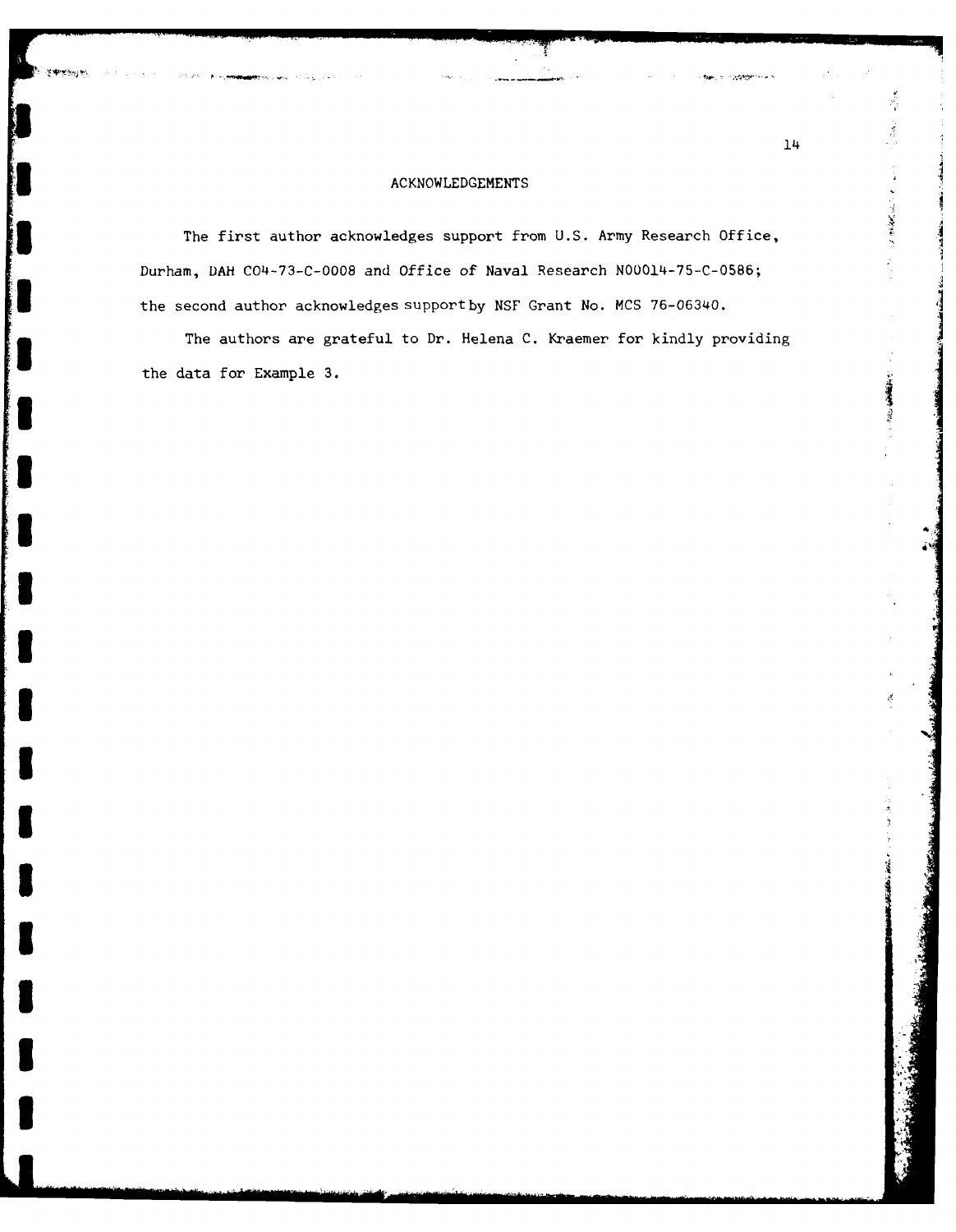## ACKNOWLEDGEMENTS

The first author acknowledges support from U.S. Army Research Office, Durham, DAH C04-73-C-0008 and Office of Naval Research N00014-75-C-0586; the second author acknowledges support by NSF Grant No. MCS 76-06340.

The authors are grateful to Dr. Helena C. Kraemer for kindly providing the data for Example 3.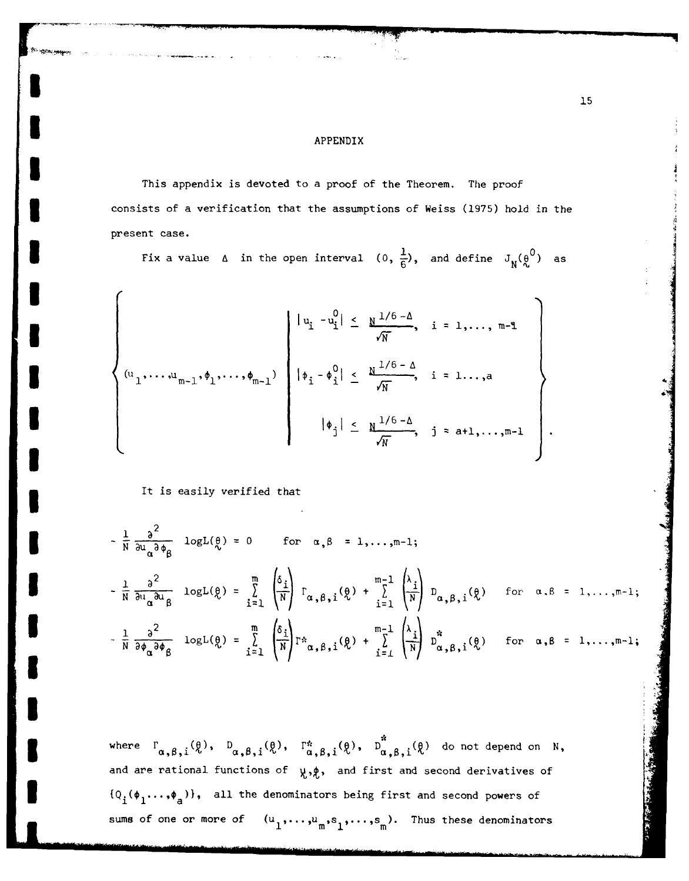## APPENDIX

This appendix is devoted to a proof of the Theorem. The proof consists of a verification that the assumptions of Weiss (1975) hold in the present case.

Fix a value $\Delta$ in the open interval $(0, \frac{1}{6})$, and define $J_N(\underset{\sim}{\theta}^0)$ as

$$\left\{ (u_1,\ldots,u_{m-1},\phi_1,\ldots,\phi_{m-1}) \;\middle|\; \begin{array}{ll} |u_i - u_i^0| \le \dfrac{N^{1/6-\Delta}}{\sqrt{N}}, & i = 1,\ldots, m-1 \\ |\phi_i - \phi_i^0| \le \dfrac{N^{1/6-\Delta}}{\sqrt{N}}, & i = 1\ldots,a \\ |\phi_j| \le \dfrac{N^{1/6-\Delta}}{\sqrt{N}}, & j = a+1,\ldots,m-1 \end{array} \right\}.$$

It is easily verified that

$$-\frac{1}{N}\frac{\partial^2}{\partial u_\alpha \partial \phi_\beta} \log L(\underset{\sim}{\theta}) = 0 \qquad \text{for } \alpha,\beta = 1,\ldots,m-1;$$

$$-\frac{1}{N}\frac{\partial^2}{\partial u_\alpha \partial u_\beta} \log L(\underset{\sim}{\theta}) = \sum_{i=1}^{m}\left(\frac{\delta_i}{N}\right)\Gamma_{\alpha,\beta,i}(\underset{\sim}{\theta}) + \sum_{i=1}^{m-1}\left(\frac{\lambda_i}{N}\right) D_{\alpha,\beta,i}(\underset{\sim}{\theta}) \qquad \text{for } \alpha,\beta = 1,\ldots,m-1;$$

$$-\frac{1}{N}\frac{\partial^2}{\partial \phi_\alpha \partial \phi_\beta} \log L(\underset{\sim}{\theta}) = \sum_{i=1}^{m}\left(\frac{\delta_i}{N}\right)\Gamma^*_{\alpha,\beta,i}(\underset{\sim}{\theta}) + \sum_{i=1}^{m-1}\left(\frac{\lambda_i}{N}\right) D^*_{\alpha,\beta,i}(\underset{\sim}{\theta}) \qquad \text{for } \alpha,\beta = 1,\ldots,m-1;$$

where $\Gamma_{\alpha,\beta,i}(\underset{\sim}{\theta})$, $D_{\alpha,\beta,i}(\underset{\sim}{\theta})$, $\Gamma^*_{\alpha,\beta,i}(\underset{\sim}{\theta})$, $D^*_{\alpha,\beta,i}(\underset{\sim}{\theta})$ do not depend on $N$, and are rational functions of $\underset{\sim}{u},\underset{\sim}{\phi}$, and first and second derivatives of $\{Q_i(\phi_1\ldots,\phi_a)\}$, all the denominators being first and second powers of sums of one or more of $(u_1,\ldots,u_m,s_1,\ldots,s_m)$. Thus these denominators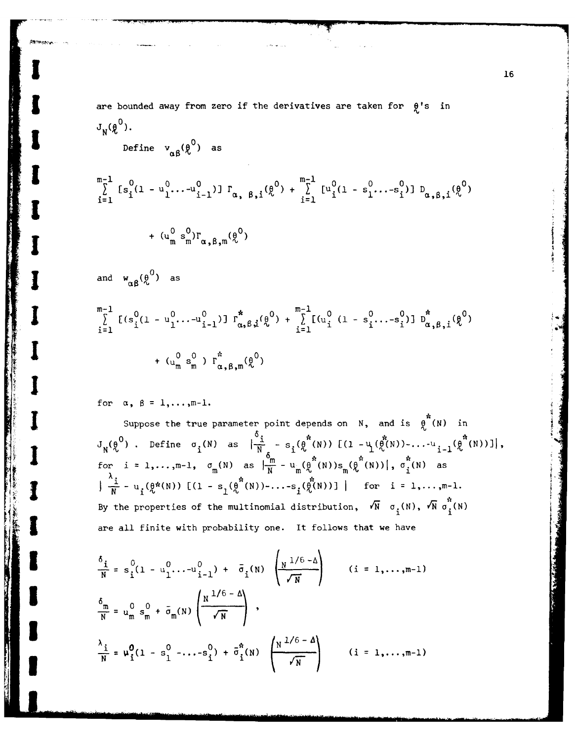are bounded away from zero if the derivatives are taken for $\underset{\sim}{\theta}$'s in $J_N(\underset{\sim}{\theta}^0)$.

Define $v_{\alpha\beta}(\underset{\sim}{\theta}^0)$ as

$$\sum_{i=1}^{m-1} [s_i^0(1 - u_1^0 \ldots -u_{i-1}^0)] \, \Gamma_{\alpha,\beta,i}(\underset{\sim}{\theta}^0) + \sum_{i=1}^{m-1} [u_i^0(1 - s_1^0 \ldots -s_i^0)] \, D_{\alpha,\beta,i}(\underset{\sim}{\theta}^0)$$

$$+ (u_m^0 s_m^0)\Gamma_{\alpha,\beta,m}(\underset{\sim}{\theta}^0)$$

and $w_{\alpha\beta}(\underset{\sim}{\theta}^0)$ as

$$\sum_{i=1}^{m-1} [(s_i^0(1 - u_1^0 \ldots -u_{i-1}^0)] \, \Gamma^*_{\alpha,\beta,i}(\underset{\sim}{\theta}^0) + \sum_{i=1}^{m-1} [(u_i^0 (1 - s_1^0 \ldots -s_i^0)] \, D^*_{\alpha,\beta,i}(\underset{\sim}{\theta}^0)$$

$$+ (u_m^0 s_m^0) \, \Gamma^*_{\alpha,\beta,m}(\underset{\sim}{\theta}^0)$$

for $\alpha, \beta = 1,\ldots,m-1$.

Suppose the true parameter point depends on $N$, and is $\underset{\sim}{\theta}^*(N)$ in $J_N(\underset{\sim}{\theta}^0)$. Define $\sigma_i(N)$ as $\left|\frac{\delta_i}{N} - s_i(\underset{\sim}{\theta}^*(N)) \, [(1 - u_1(\underset{\sim}{\theta}^*(N)) - \ldots - u_{i-1}(\underset{\sim}{\theta}^*(N))]\right|$, for $i = 1,\ldots,m-1$, $\sigma_m(N)$ as $\left|\frac{\delta_m}{N} - u_m(\underset{\sim}{\theta}^*(N))s_m(\underset{\sim}{\theta}^*(N))\right|$, $\sigma_i^*(N)$ as $\left|\frac{\lambda_i}{N} - u_i(\underset{\sim}{\theta}^*(N)) \, [(1 - s_1(\underset{\sim}{\theta}^*(N)) - \ldots - s_i(\underset{\sim}{\theta}^*(N))]\right|$ for $i = 1,\ldots,m-1$. By the properties of the multinomial distribution, $\sqrt{N}\,\sigma_i(N)$, $\sqrt{N}\,\sigma_i^*(N)$ are all finite with probability one. It follows that we have

$$\frac{\delta_i}{N} = s_i^0(1 - u_1^0 \ldots -u_{i-1}^0) + \bar{\sigma}_i(N)\left(\frac{N^{1/6-\Delta}}{\sqrt{N}}\right) \qquad (i = 1,\ldots,m-1)$$

$$\frac{\delta_m}{N} = u_m^0 s_m^0 + \bar{\sigma}_m(N)\left(\frac{N^{1/6-\Delta}}{\sqrt{N}}\right),$$

$$\frac{\lambda_i}{N} = u_i^0(1 - s_1^0 - \ldots - s_i^0) + \bar{\sigma}_i^*(N)\left(\frac{N^{1/6-\Delta}}{\sqrt{N}}\right) \qquad (i = 1,\ldots,m-1)$$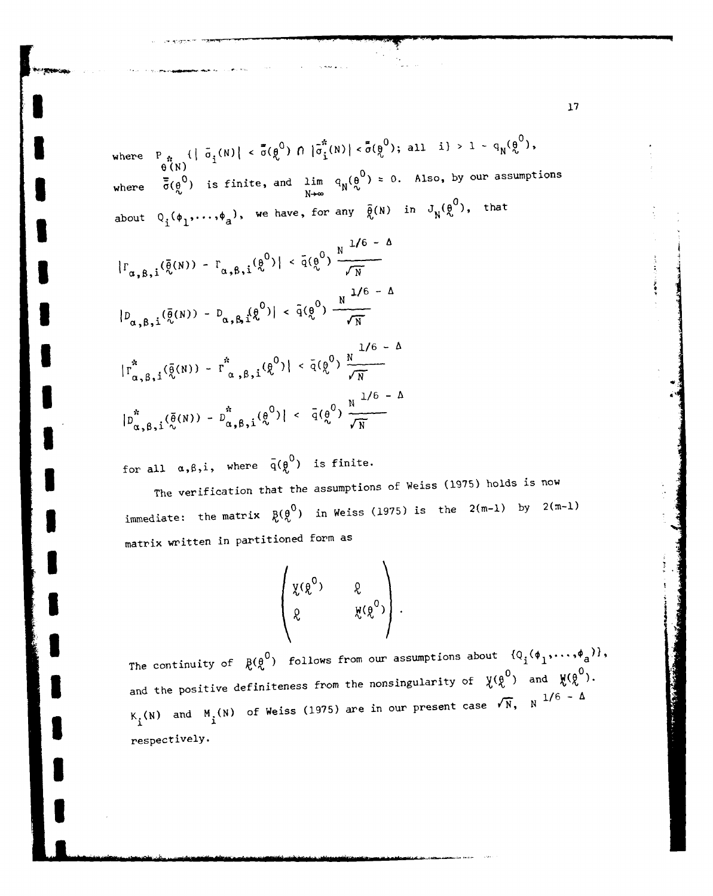where $P_{\underset{\sim}{\theta}^*(N)}\{|\bar{\sigma}_i(N)| < \bar{\bar{\sigma}}(\underset{\sim}{\theta}^0) \cap |\bar{\sigma}_i^*(N)| < \bar{\bar{\sigma}}(\underset{\sim}{\theta}^0);\ \text{all}\ \ i\} > 1 - q_N(\underset{\sim}{\theta}^0)$,

where $\bar{\bar{\sigma}}(\underset{\sim}{\theta}^0)$ is finite, and $\lim_{N\to\infty} q_N(\underset{\sim}{\theta}^0) = 0$. Also, by our assumptions about $Q_i(\phi_1,\ldots,\phi_a)$, we have, for any $\bar{\underset{\sim}{\theta}}(N)$ in $J_N(\underset{\sim}{\theta}^0)$, that

$$|\Gamma_{\alpha,\beta,i}(\bar{\underset{\sim}{\theta}}(N)) - \Gamma_{\alpha,\beta,i}(\underset{\sim}{\theta}^0)| < \bar{q}(\underset{\sim}{\theta}^0)\,\frac{N^{1/6\,-\,\Delta}}{\sqrt{N}}$$

$$|D_{\alpha,\beta,i}(\bar{\underset{\sim}{\theta}}(N)) - D_{\alpha,\beta,i}(\underset{\sim}{\theta}^0)| < \bar{q}(\underset{\sim}{\theta}^0)\,\frac{N^{1/6\,-\,\Delta}}{\sqrt{N}}$$

$$|\Gamma^*_{\alpha,\beta,i}(\bar{\underset{\sim}{\theta}}(N)) - \Gamma^*_{\alpha,\beta,i}(\underset{\sim}{\theta}^0)| < \bar{q}(\underset{\sim}{\theta}^0)\,\frac{N^{1/6\,-\,\Delta}}{\sqrt{N}}$$

$$|D^*_{\alpha,\beta,i}(\bar{\underset{\sim}{\theta}}(N)) - D^*_{\alpha,\beta,i}(\underset{\sim}{\theta}^0)| < \bar{q}(\underset{\sim}{\theta}^0)\,\frac{N^{1/6\,-\,\Delta}}{\sqrt{N}}$$

for all $\alpha,\beta,i$, where $\bar{q}(\underset{\sim}{\theta}^0)$ is finite.

The verification that the assumptions of Weiss (1975) holds is now immediate: the matrix $\underset{\sim}{B}(\underset{\sim}{\theta}^0)$ in Weiss (1975) is the $2(m-1)$ by $2(m-1)$ matrix written in partitioned form as

$$\begin{pmatrix} \underset{\sim}{V}(\underset{\sim}{\theta}^0) & \underset{\sim}{0} \\ \underset{\sim}{0} & \underset{\sim}{W}(\underset{\sim}{\theta}^0) \end{pmatrix}.$$

The continuity of $\underset{\sim}{B}(\underset{\sim}{\theta}^0)$ follows from our assumptions about $\{Q_i(\phi_1,\ldots,\phi_a)\}$, and the positive definiteness from the nonsingularity of $\underset{\sim}{V}(\underset{\sim}{\theta}^0)$ and $\underset{\sim}{W}(\underset{\sim}{\theta}^0)$. $K_i(N)$ and $M_i(N)$ of Weiss (1975) are in our present case $\sqrt{N}$, $N^{1/6\,-\,\Delta}$ respectively.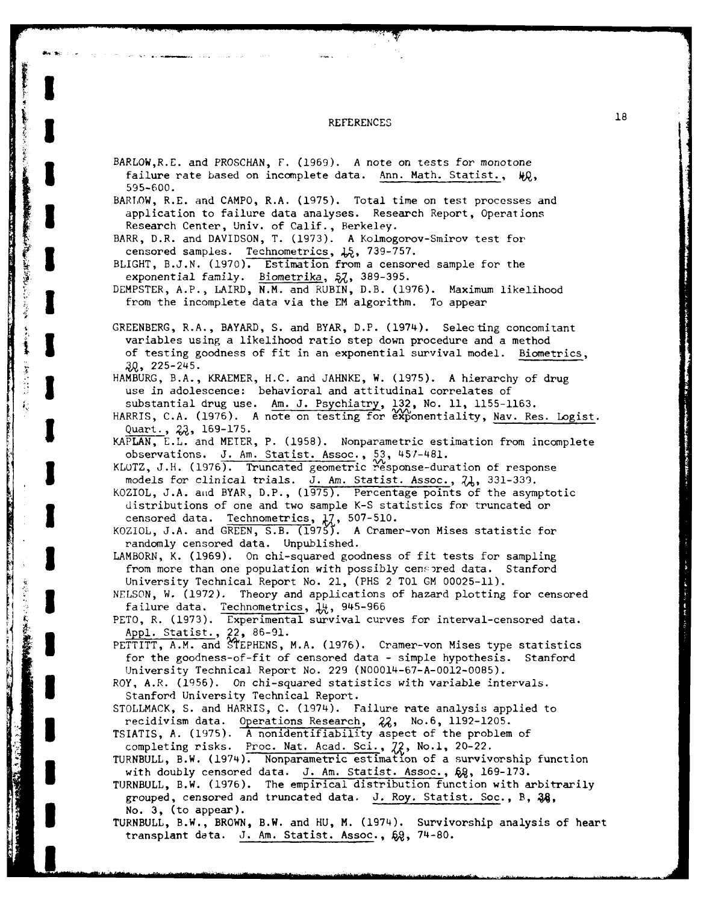# REFERENCES

BARLOW, R.E. and PROSCHAN, F. (1969). A note on tests for monotone failure rate based on incomplete data. Ann. Math. Statist., 40, 595-600.

BARLOW, R.E. and CAMPO, R.A. (1975). Total time on test processes and application to failure data analyses. Research Report, Operations Research Center, Univ. of Calif., Berkeley.

BARR, D.R. and DAVIDSON, T. (1973). A Kolmogorov-Smirov test for censored samples. Technometrics, 15, 739-757.

BLIGHT, B.J.N. (1970). Estimation from a censored sample for the exponential family. Biometrika, 57, 389-395.

DEMPSTER, A.P., LAIRD, N.M. and RUBIN, D.B. (1976). Maximum likelihood from the incomplete data via the EM algorithm. To appear

GREENBERG, R.A., BAYARD, S. and BYAR, D.P. (1974). Selecting concomitant variables using a likelihood ratio step down procedure and a method of testing goodness of fit in an exponential survival model. Biometrics, 30, 225-245.

HAMBURG, B.A., KRAEMER, H.C. and JAHNKE, W. (1975). A hierarchy of drug use in adolescence: behavioral and attitudinal correlates of substantial drug use. Am. J. Psychiatry, 132, No. 11, 1155-1163.

HARRIS, C.A. (1976). A note on testing for exponentiality, Nav. Res. Logist. Quart., 23, 169-175.

KAPLAN, E.L. and MEIER, P. (1958). Nonparametric estimation from incomplete observations. J. Am. Statist. Assoc., 53, 457-481.

KLOTZ, J.H. (1976). Truncated geometric response-duration of response models for clinical trials. J. Am. Statist. Assoc., 71, 331-339.

KOZIOL, J.A. and BYAR, D.P., (1975). Percentage points of the asymptotic distributions of one and two sample K-S statistics for truncated or censored data. Technometrics, 17, 507-510.

KOZIOL, J.A. and GREEN, S.B. (1975). A Cramer-von Mises statistic for randomly censored data. Unpublished.

LAMBORN, K. (1969). On chi-squared goodness of fit tests for sampling from more than one population with possibly censored data. Stanford University Technical Report No. 21, (PHS 2 T01 GM 00025-11).

NELSON, W. (1972). Theory and applications of hazard plotting for censored failure data. Technometrics, 14, 945-966

PETO, R. (1973). Experimental survival curves for interval-censored data. Appl. Statist., 22, 86-91.

PETTITT, A.M. and STEPHENS, M.A. (1976). Cramer-von Mises type statistics for the goodness-of-fit of censored data - simple hypothesis. Stanford University Technical Report No. 229 (N00014-67-A-0012-0085).

ROY, A.R. (1956). On chi-squared statistics with variable intervals. Stanford University Technical Report.

STOLLMACK, S. and HARRIS, C. (1974). Failure rate analysis applied to recidivism data. Operations Research, 22, No.6, 1192-1205.

TSIATIS, A. (1975). A nonidentifiability aspect of the problem of completing risks. Proc. Nat. Acad. Sci., 72, No.1, 20-22.

TURNBULL, B.W. (1974). Nonparametric estimation of a survivorship function with doubly censored data. J. Am. Statist. Assoc., 69, 169-173.

TURNBULL, B.W. (1976). The empirical distribution function with arbitrarily grouped, censored and truncated data. J. Roy. Statist. Soc., B, 38, No. 3, (to appear).

TURNBULL, B.W., BROWN, B.W. and HU, M. (1974). Survivorship analysis of heart transplant data. J. Am. Statist. Assoc., 69, 74-80.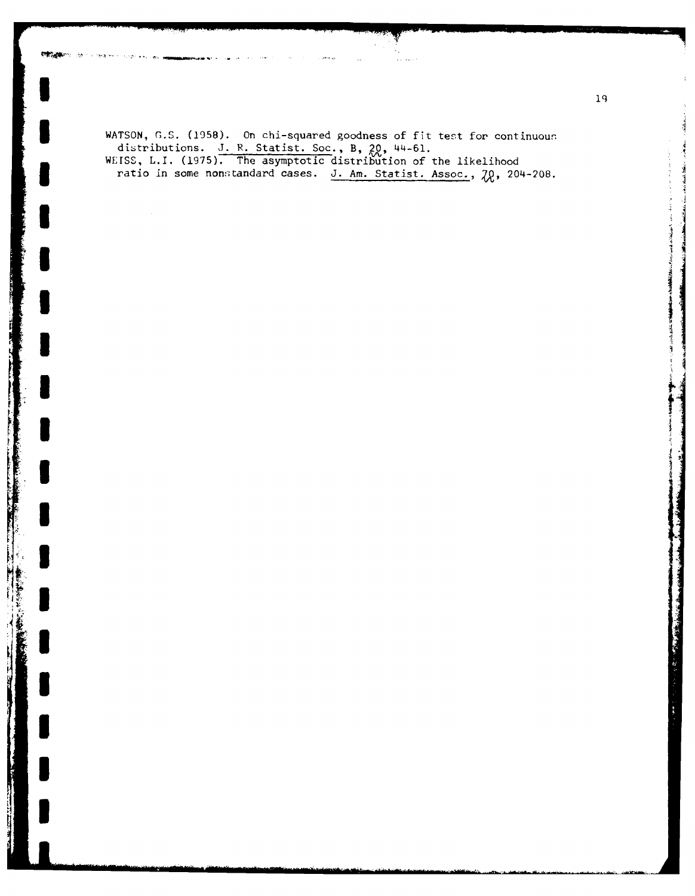WATSON, G.S. (1958). On chi-squared goodness of fit test for continuous distributions. J. R. Statist. Soc., B, **20**, 44-61.

WEISS, L.I. (1975). The asymptotic distribution of the likelihood ratio in some nonstandard cases. J. Am. Statist. Assoc., **70**, 204-208.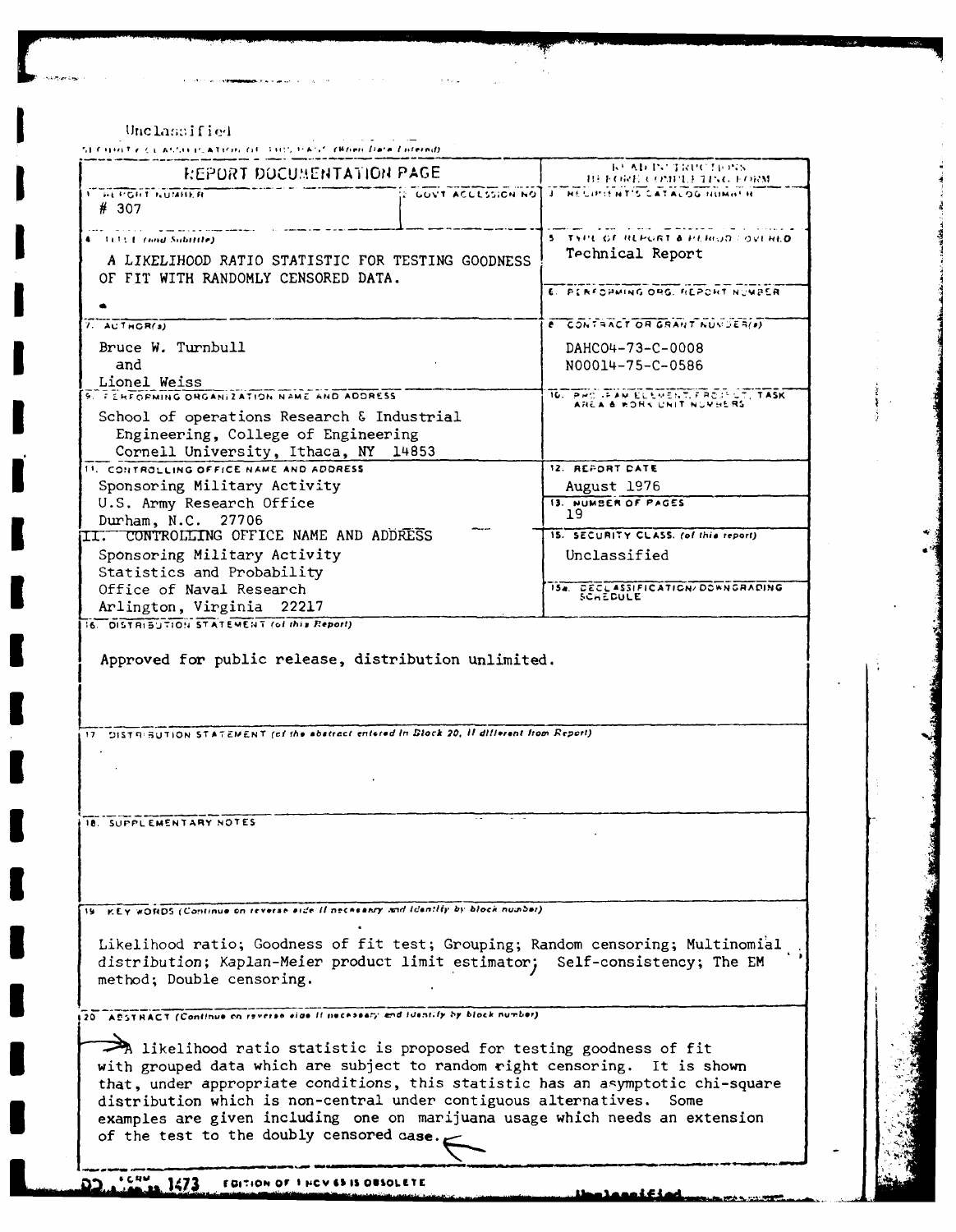Unclassified

SECURITY CLASSIFICATION OF THIS PAGE (When Data Entered)

| REPORT DOCUMENTATION PAGE | | READ INSTRUCTIONS BEFORE COMPLETING FORM |
|---|---|---|
| 1. REPORT NUMBER<br># 307 | 2. GOVT ACCESSION NO. | 3. RECIPIENT'S CATALOG NUMBER |
| 4. TITLE (and Subtitle)<br>A LIKELIHOOD RATIO STATISTIC FOR TESTING GOODNESS OF FIT WITH RANDOMLY CENSORED DATA. | | 5. TYPE OF REPORT & PERIOD COVERED<br>Technical Report |
| | | 6. PERFORMING ORG. REPORT NUMBER |
| 7. AUTHOR(s)<br>Bruce W. Turnbull<br>and<br>Lionel Weiss | | 8. CONTRACT OR GRANT NUMBER(s)<br>DAHC04-73-C-0008<br>N00014-75-C-0586 |
| 9. PERFORMING ORGANIZATION NAME AND ADDRESS<br>School of operations Research & Industrial Engineering, College of Engineering<br>Cornell University, Ithaca, NY 14853 | | 10. PROGRAM ELEMENT, PROJECT, TASK AREA & WORK UNIT NUMBERS |
| 11. CONTROLLING OFFICE NAME AND ADDRESS<br>Sponsoring Military Activity<br>U.S. Army Research Office<br>Durham, N.C. 27706 | | 12. REPORT DATE<br>August 1976 |
| | | 13. NUMBER OF PAGES<br>19 |
| II. CONTROLLING OFFICE NAME AND ADDRESS<br>Sponsoring Military Activity<br>Statistics and Probability<br>Office of Naval Research<br>Arlington, Virginia 22217 | | 15. SECURITY CLASS. (of this report)<br>Unclassified |
| | | 15a. DECLASSIFICATION/DOWNGRADING SCHEDULE |

16. DISTRIBUTION STATEMENT (of this Report)

Approved for public release, distribution unlimited.

17. DISTRIBUTION STATEMENT (of the abstract entered in Block 20, if different from Report)

18. SUPPLEMENTARY NOTES

19. KEY WORDS (Continue on reverse side if necessary and identify by block number)

Likelihood ratio; Goodness of fit test; Grouping; Random censoring; Multinomial distribution; Kaplan-Meier product limit estimator; Self-consistency; The EM method; Double censoring.

20. ABSTRACT (Continue on reverse side if necessary and identify by block number)

A likelihood ratio statistic is proposed for testing goodness of fit with grouped data which are subject to random right censoring. It is shown that, under appropriate conditions, this statistic has an asymptotic chi-square distribution which is non-central under contiguous alternatives. Some examples are given including one on marijuana usage which needs an extension of the test to the doubly censored case.

DD FORM 1473 EDITION OF 1 NOV 65 IS OBSOLETE

Unclassified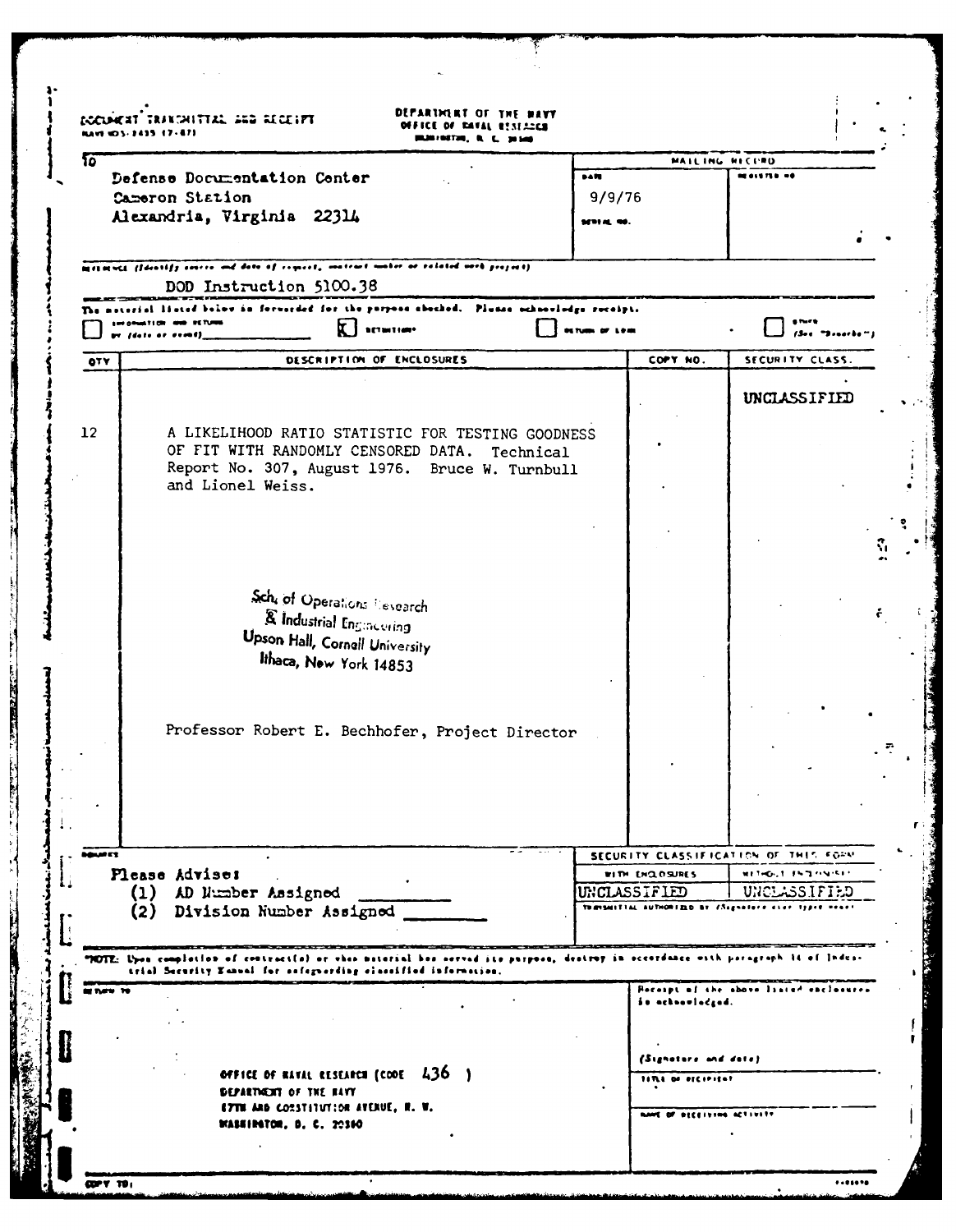DOCUMENT TRANSMITTAL AND RECEIPT
NAVY NDS-1435 (7-67)

DEPARTMENT OF THE NAVY
OFFICE OF NAVAL RESEARCH
WASHINGTON, D. C. 20360

TO

Defense Documentation Center
Cameron Station
Alexandria, Virginia 22314

MAILING RECORD

DATE: 9/9/76

SERIAL NO.

REGISTER NO.

REFERENCE (Identify source and date of request, contract number or related work project)

DOD Instruction 5100.38

The material listed below is forwarded for the purpose checked. Please acknowledge receipt.

☐ INFORMATION AND RETURN BY (date or event) ______ ☒ RETENTION* ☐ RETURN OF LOAN ☐ OTHER (See "Remarks")

| QTY | DESCRIPTION OF ENCLOSURES | COPY NO. | SECURITY CLASS. |
|---|---|---|---|
| 12 | A LIKELIHOOD RATIO STATISTIC FOR TESTING GOODNESS OF FIT WITH RANDOMLY CENSORED DATA. Technical Report No. 307, August 1976. Bruce W. Turnbull and Lionel Weiss. | | UNCLASSIFIED |
| | Sch. of Operations Research & Industrial Engineering Upson Hall, Cornell University Ithaca, New York 14853 | | |
| | Professor Robert E. Bechhofer, Project Director | | |

REMARKS

Please Advise:
(1) AD Number Assigned ________
(2) Division Number Assigned ________

SECURITY CLASSIFICATION OF THIS FORM

| WITH ENCLOSURES | WITHOUT ENCLOSURES |
|---|---|
| UNCLASSIFIED | UNCLASSIFIED |

TRANSMITTAL AUTHORIZED BY (Signature over typed name)

*NOTE: Upon completion of contract(s) or when material has served its purpose, destroy in accordance with paragraph 14 of Industrial Security Manual for safeguarding classified information.

RETURN TO

OFFICE OF NAVAL RESEARCH (CODE 436 )
DEPARTMENT OF THE NAVY
17TH AND CONSTITUTION AVENUE, N. W.
WASHINGTON, D. C. 20360

Receipt of the above listed enclosures is acknowledged.

(Signature and date)

TITLE OF RECIPIENT

NAME OF RECEIVING ACTIVITY

COPY TO: